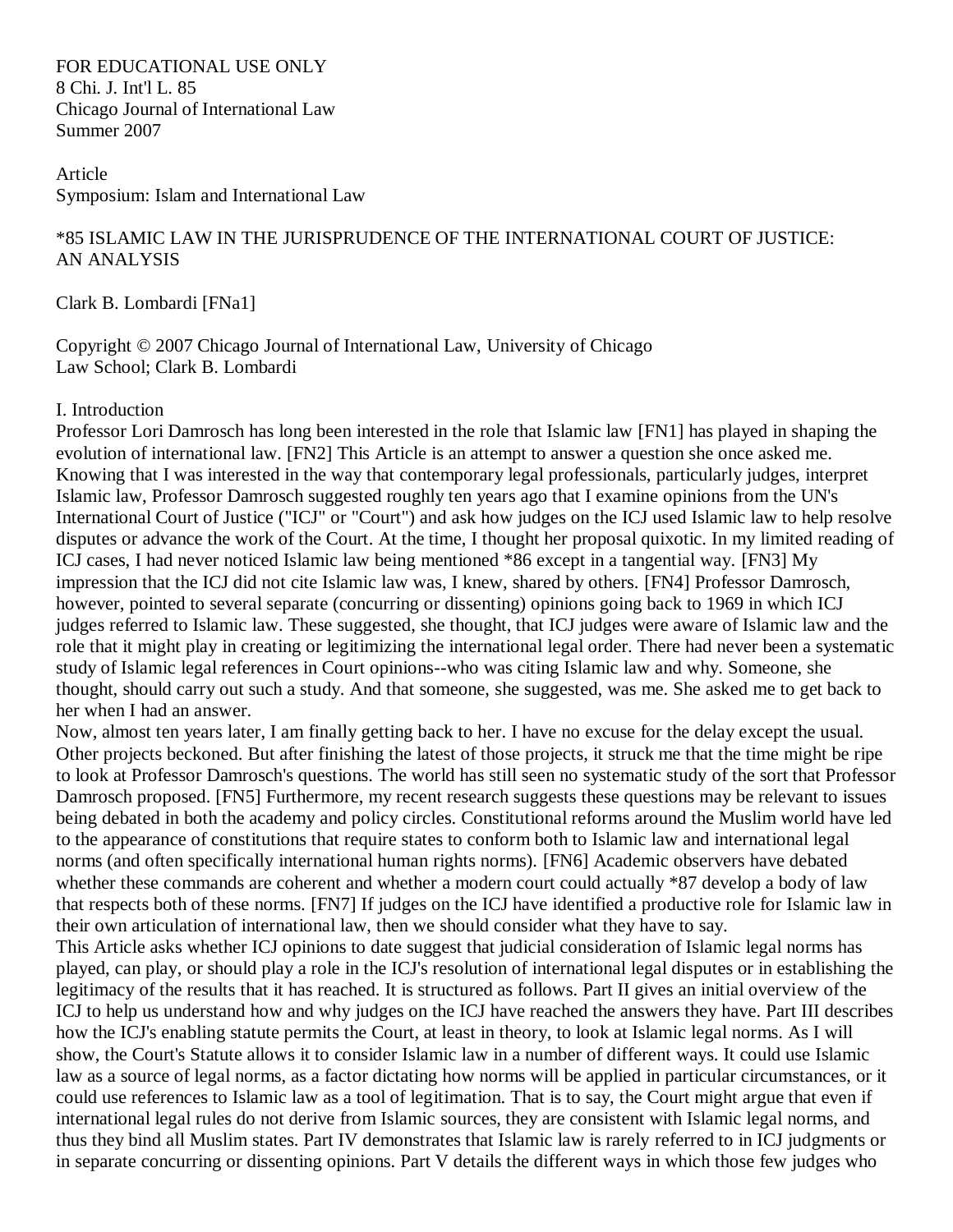FOR EDUCATIONAL USE ONLY
8 Chi. J. Int'l L. 85
Chicago Journal of International Law
Summer 2007

Article
Symposium: Islam and International Law

# *85 ISLAMIC LAW IN THE JURISPRUDENCE OF THE INTERNATIONAL COURT OF JUSTICE: AN ANALYSIS

Clark B. Lombardi [FNa1]

Copyright © 2007 Chicago Journal of International Law, University of Chicago Law School; Clark B. Lombardi

## I. Introduction

Professor Lori Damrosch has long been interested in the role that Islamic law [FN1] has played in shaping the evolution of international law. [FN2] This Article is an attempt to answer a question she once asked me. Knowing that I was interested in the way that contemporary legal professionals, particularly judges, interpret Islamic law, Professor Damrosch suggested roughly ten years ago that I examine opinions from the UN's International Court of Justice ("ICJ" or "Court") and ask how judges on the ICJ used Islamic law to help resolve disputes or advance the work of the Court. At the time, I thought her proposal quixotic. In my limited reading of ICJ cases, I had never noticed Islamic law being mentioned *86 except in a tangential way. [FN3] My impression that the ICJ did not cite Islamic law was, I knew, shared by others. [FN4] Professor Damrosch, however, pointed to several separate (concurring or dissenting) opinions going back to 1969 in which ICJ judges referred to Islamic law. These suggested, she thought, that ICJ judges were aware of Islamic law and the role that it might play in creating or legitimizing the international legal order. There had never been a systematic study of Islamic legal references in Court opinions--who was citing Islamic law and why. Someone, she thought, should carry out such a study. And that someone, she suggested, was me. She asked me to get back to her when I had an answer.

Now, almost ten years later, I am finally getting back to her. I have no excuse for the delay except the usual. Other projects beckoned. But after finishing the latest of those projects, it struck me that the time might be ripe to look at Professor Damrosch's questions. The world has still seen no systematic study of the sort that Professor Damrosch proposed. [FN5] Furthermore, my recent research suggests these questions may be relevant to issues being debated in both the academy and policy circles. Constitutional reforms around the Muslim world have led to the appearance of constitutions that require states to conform both to Islamic law and international legal norms (and often specifically international human rights norms). [FN6] Academic observers have debated whether these commands are coherent and whether a modern court could actually *87 develop a body of law that respects both of these norms. [FN7] If judges on the ICJ have identified a productive role for Islamic law in their own articulation of international law, then we should consider what they have to say.

This Article asks whether ICJ opinions to date suggest that judicial consideration of Islamic legal norms has played, can play, or should play a role in the ICJ's resolution of international legal disputes or in establishing the legitimacy of the results that it has reached. It is structured as follows. Part II gives an initial overview of the ICJ to help us understand how and why judges on the ICJ have reached the answers they have. Part III describes how the ICJ's enabling statute permits the Court, at least in theory, to look at Islamic legal norms. As I will show, the Court's Statute allows it to consider Islamic law in a number of different ways. It could use Islamic law as a source of legal norms, as a factor dictating how norms will be applied in particular circumstances, or it could use references to Islamic law as a tool of legitimation. That is to say, the Court might argue that even if international legal rules do not derive from Islamic sources, they are consistent with Islamic legal norms, and thus they bind all Muslim states. Part IV demonstrates that Islamic law is rarely referred to in ICJ judgments or in separate concurring or dissenting opinions. Part V details the different ways in which those few judges who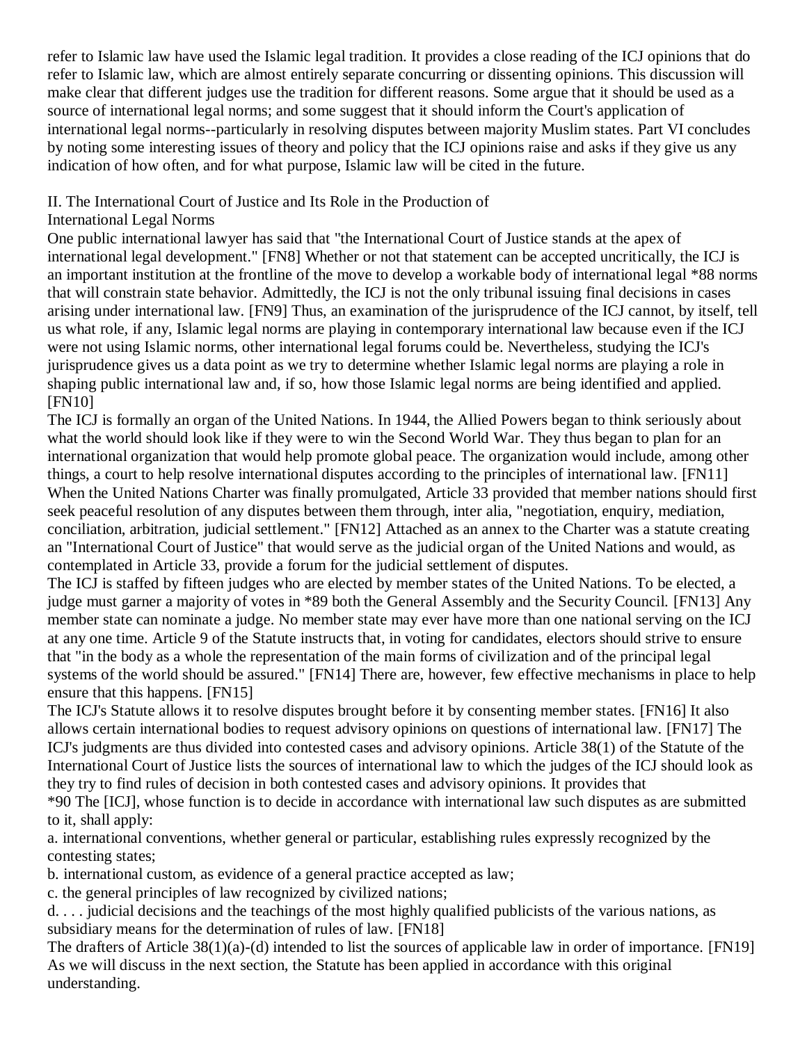refer to Islamic law have used the Islamic legal tradition. It provides a close reading of the ICJ opinions that do refer to Islamic law, which are almost entirely separate concurring or dissenting opinions. This discussion will make clear that different judges use the tradition for different reasons. Some argue that it should be used as a source of international legal norms; and some suggest that it should inform the Court's application of international legal norms--particularly in resolving disputes between majority Muslim states. Part VI concludes by noting some interesting issues of theory and policy that the ICJ opinions raise and asks if they give us any indication of how often, and for what purpose, Islamic law will be cited in the future.

## II. The International Court of Justice and Its Role in the Production of International Legal Norms

One public international lawyer has said that "the International Court of Justice stands at the apex of international legal development." [FN8] Whether or not that statement can be accepted uncritically, the ICJ is an important institution at the frontline of the move to develop a workable body of international legal *88 norms that will constrain state behavior. Admittedly, the ICJ is not the only tribunal issuing final decisions in cases arising under international law. [FN9] Thus, an examination of the jurisprudence of the ICJ cannot, by itself, tell us what role, if any, Islamic legal norms are playing in contemporary international law because even if the ICJ were not using Islamic norms, other international legal forums could be. Nevertheless, studying the ICJ's jurisprudence gives us a data point as we try to determine whether Islamic legal norms are playing a role in shaping public international law and, if so, how those Islamic legal norms are being identified and applied. [FN10]

The ICJ is formally an organ of the United Nations. In 1944, the Allied Powers began to think seriously about what the world should look like if they were to win the Second World War. They thus began to plan for an international organization that would help promote global peace. The organization would include, among other things, a court to help resolve international disputes according to the principles of international law. [FN11] When the United Nations Charter was finally promulgated, Article 33 provided that member nations should first seek peaceful resolution of any disputes between them through, inter alia, "negotiation, enquiry, mediation, conciliation, arbitration, judicial settlement." [FN12] Attached as an annex to the Charter was a statute creating an "International Court of Justice" that would serve as the judicial organ of the United Nations and would, as contemplated in Article 33, provide a forum for the judicial settlement of disputes.

The ICJ is staffed by fifteen judges who are elected by member states of the United Nations. To be elected, a judge must garner a majority of votes in *89 both the General Assembly and the Security Council. [FN13] Any member state can nominate a judge. No member state may ever have more than one national serving on the ICJ at any one time. Article 9 of the Statute instructs that, in voting for candidates, electors should strive to ensure that "in the body as a whole the representation of the main forms of civilization and of the principal legal systems of the world should be assured." [FN14] There are, however, few effective mechanisms in place to help ensure that this happens. [FN15]

The ICJ's Statute allows it to resolve disputes brought before it by consenting member states. [FN16] It also allows certain international bodies to request advisory opinions on questions of international law. [FN17] The ICJ's judgments are thus divided into contested cases and advisory opinions. Article 38(1) of the Statute of the International Court of Justice lists the sources of international law to which the judges of the ICJ should look as they try to find rules of decision in both contested cases and advisory opinions. It provides that

*90 The [ICJ], whose function is to decide in accordance with international law such disputes as are submitted to it, shall apply:

a. international conventions, whether general or particular, establishing rules expressly recognized by the contesting states;

b. international custom, as evidence of a general practice accepted as law;

c. the general principles of law recognized by civilized nations;

d. . . . judicial decisions and the teachings of the most highly qualified publicists of the various nations, as subsidiary means for the determination of rules of law. [FN18]

The drafters of Article 38(1)(a)-(d) intended to list the sources of applicable law in order of importance. [FN19] As we will discuss in the next section, the Statute has been applied in accordance with this original understanding.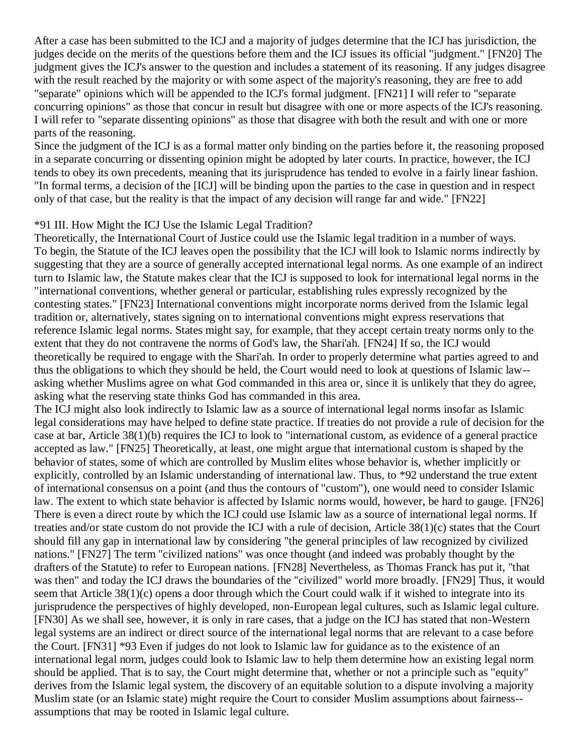After a case has been submitted to the ICJ and a majority of judges determine that the ICJ has jurisdiction, the judges decide on the merits of the questions before them and the ICJ issues its official "judgment." [FN20] The judgment gives the ICJ's answer to the question and includes a statement of its reasoning. If any judges disagree with the result reached by the majority or with some aspect of the majority's reasoning, they are free to add "separate" opinions which will be appended to the ICJ's formal judgment. [FN21] I will refer to "separate concurring opinions" as those that concur in result but disagree with one or more aspects of the ICJ's reasoning. I will refer to "separate dissenting opinions" as those that disagree with both the result and with one or more parts of the reasoning.

Since the judgment of the ICJ is as a formal matter only binding on the parties before it, the reasoning proposed in a separate concurring or dissenting opinion might be adopted by later courts. In practice, however, the ICJ tends to obey its own precedents, meaning that its jurisprudence has tended to evolve in a fairly linear fashion. "In formal terms, a decision of the [ICJ] will be binding upon the parties to the case in question and in respect only of that case, but the reality is that the impact of any decision will range far and wide." [FN22]

## *91 III. How Might the ICJ Use the Islamic Legal Tradition?

Theoretically, the International Court of Justice could use the Islamic legal tradition in a number of ways. To begin, the Statute of the ICJ leaves open the possibility that the ICJ will look to Islamic norms indirectly by suggesting that they are a source of generally accepted international legal norms. As one example of an indirect turn to Islamic law, the Statute makes clear that the ICJ is supposed to look for international legal norms in the "international conventions, whether general or particular, establishing rules expressly recognized by the contesting states." [FN23] International conventions might incorporate norms derived from the Islamic legal tradition or, alternatively, states signing on to international conventions might express reservations that reference Islamic legal norms. States might say, for example, that they accept certain treaty norms only to the extent that they do not contravene the norms of God's law, the Shari'ah. [FN24] If so, the ICJ would theoretically be required to engage with the Shari'ah. In order to properly determine what parties agreed to and thus the obligations to which they should be held, the Court would need to look at questions of Islamic law--asking whether Muslims agree on what God commanded in this area or, since it is unlikely that they do agree, asking what the reserving state thinks God has commanded in this area.

The ICJ might also look indirectly to Islamic law as a source of international legal norms insofar as Islamic legal considerations may have helped to define state practice. If treaties do not provide a rule of decision for the case at bar, Article 38(1)(b) requires the ICJ to look to "international custom, as evidence of a general practice accepted as law." [FN25] Theoretically, at least, one might argue that international custom is shaped by the behavior of states, some of which are controlled by Muslim elites whose behavior is, whether implicitly or explicitly, controlled by an Islamic understanding of international law. Thus, to *92 understand the true extent of international consensus on a point (and thus the contours of "custom"), one would need to consider Islamic law. The extent to which state behavior is affected by Islamic norms would, however, be hard to gauge. [FN26]

There is even a direct route by which the ICJ could use Islamic law as a source of international legal norms. If treaties and/or state custom do not provide the ICJ with a rule of decision, Article 38(1)(c) states that the Court should fill any gap in international law by considering "the general principles of law recognized by civilized nations." [FN27] The term "civilized nations" was once thought (and indeed was probably thought by the drafters of the Statute) to refer to European nations. [FN28] Nevertheless, as Thomas Franck has put it, "that was then" and today the ICJ draws the boundaries of the "civilized" world more broadly. [FN29] Thus, it would seem that Article 38(1)(c) opens a door through which the Court could walk if it wished to integrate into its jurisprudence the perspectives of highly developed, non-European legal cultures, such as Islamic legal culture. [FN30] As we shall see, however, it is only in rare cases, that a judge on the ICJ has stated that non-Western legal systems are an indirect or direct source of the international legal norms that are relevant to a case before the Court. [FN31] *93 Even if judges do not look to Islamic law for guidance as to the existence of an international legal norm, judges could look to Islamic law to help them determine how an existing legal norm should be applied. That is to say, the Court might determine that, whether or not a principle such as "equity" derives from the Islamic legal system, the discovery of an equitable solution to a dispute involving a majority Muslim state (or an Islamic state) might require the Court to consider Muslim assumptions about fairness--assumptions that may be rooted in Islamic legal culture.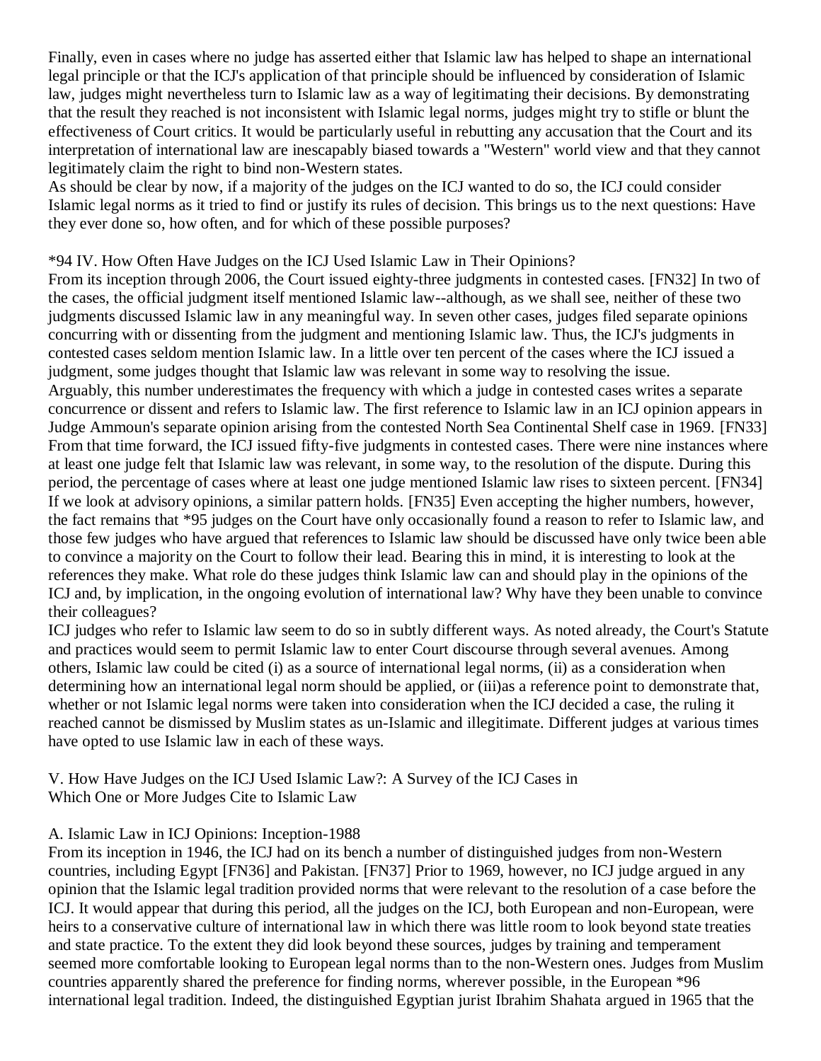Finally, even in cases where no judge has asserted either that Islamic law has helped to shape an international legal principle or that the ICJ's application of that principle should be influenced by consideration of Islamic law, judges might nevertheless turn to Islamic law as a way of legitimating their decisions. By demonstrating that the result they reached is not inconsistent with Islamic legal norms, judges might try to stifle or blunt the effectiveness of Court critics. It would be particularly useful in rebutting any accusation that the Court and its interpretation of international law are inescapably biased towards a "Western" world view and that they cannot legitimately claim the right to bind non-Western states.

As should be clear by now, if a majority of the judges on the ICJ wanted to do so, the ICJ could consider Islamic legal norms as it tried to find or justify its rules of decision. This brings us to the next questions: Have they ever done so, how often, and for which of these possible purposes?

## *94 IV. How Often Have Judges on the ICJ Used Islamic Law in Their Opinions?

From its inception through 2006, the Court issued eighty-three judgments in contested cases. [FN32] In two of the cases, the official judgment itself mentioned Islamic law--although, as we shall see, neither of these two judgments discussed Islamic law in any meaningful way. In seven other cases, judges filed separate opinions concurring with or dissenting from the judgment and mentioning Islamic law. Thus, the ICJ's judgments in contested cases seldom mention Islamic law. In a little over ten percent of the cases where the ICJ issued a judgment, some judges thought that Islamic law was relevant in some way to resolving the issue.

Arguably, this number underestimates the frequency with which a judge in contested cases writes a separate concurrence or dissent and refers to Islamic law. The first reference to Islamic law in an ICJ opinion appears in Judge Ammoun's separate opinion arising from the contested North Sea Continental Shelf case in 1969. [FN33] From that time forward, the ICJ issued fifty-five judgments in contested cases. There were nine instances where at least one judge felt that Islamic law was relevant, in some way, to the resolution of the dispute. During this period, the percentage of cases where at least one judge mentioned Islamic law rises to sixteen percent. [FN34] If we look at advisory opinions, a similar pattern holds. [FN35] Even accepting the higher numbers, however, the fact remains that *95 judges on the Court have only occasionally found a reason to refer to Islamic law, and those few judges who have argued that references to Islamic law should be discussed have only twice been able to convince a majority on the Court to follow their lead. Bearing this in mind, it is interesting to look at the references they make. What role do these judges think Islamic law can and should play in the opinions of the ICJ and, by implication, in the ongoing evolution of international law? Why have they been unable to convince their colleagues?

ICJ judges who refer to Islamic law seem to do so in subtly different ways. As noted already, the Court's Statute and practices would seem to permit Islamic law to enter Court discourse through several avenues. Among others, Islamic law could be cited (i) as a source of international legal norms, (ii) as a consideration when determining how an international legal norm should be applied, or (iii)as a reference point to demonstrate that, whether or not Islamic legal norms were taken into consideration when the ICJ decided a case, the ruling it reached cannot be dismissed by Muslim states as un-Islamic and illegitimate. Different judges at various times have opted to use Islamic law in each of these ways.

## V. How Have Judges on the ICJ Used Islamic Law?: A Survey of the ICJ Cases in Which One or More Judges Cite to Islamic Law

### A. Islamic Law in ICJ Opinions: Inception-1988

From its inception in 1946, the ICJ had on its bench a number of distinguished judges from non-Western countries, including Egypt [FN36] and Pakistan. [FN37] Prior to 1969, however, no ICJ judge argued in any opinion that the Islamic legal tradition provided norms that were relevant to the resolution of a case before the ICJ. It would appear that during this period, all the judges on the ICJ, both European and non-European, were heirs to a conservative culture of international law in which there was little room to look beyond state treaties and state practice. To the extent they did look beyond these sources, judges by training and temperament seemed more comfortable looking to European legal norms than to the non-Western ones. Judges from Muslim countries apparently shared the preference for finding norms, wherever possible, in the European *96 international legal tradition. Indeed, the distinguished Egyptian jurist Ibrahim Shahata argued in 1965 that the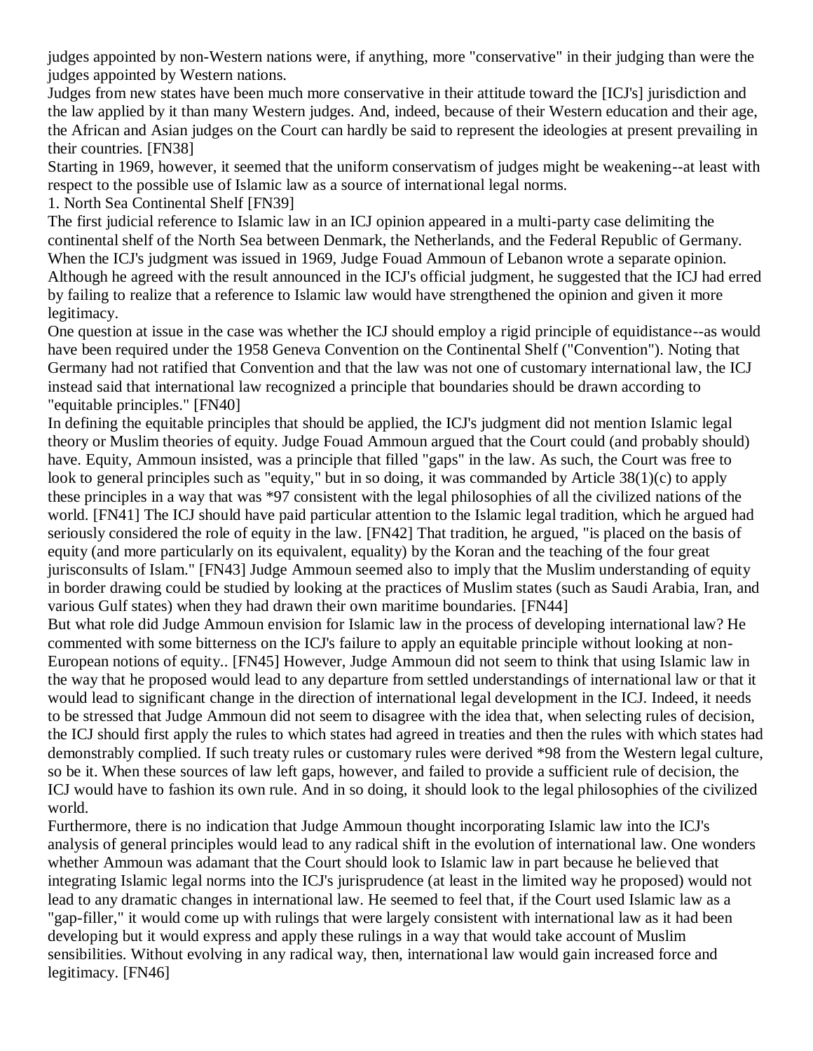judges appointed by non-Western nations were, if anything, more "conservative" in their judging than were the judges appointed by Western nations.

Judges from new states have been much more conservative in their attitude toward the [ICJ's] jurisdiction and the law applied by it than many Western judges. And, indeed, because of their Western education and their age, the African and Asian judges on the Court can hardly be said to represent the ideologies at present prevailing in their countries. [FN38]

Starting in 1969, however, it seemed that the uniform conservatism of judges might be weakening--at least with respect to the possible use of Islamic law as a source of international legal norms.

1. North Sea Continental Shelf [FN39]

The first judicial reference to Islamic law in an ICJ opinion appeared in a multi-party case delimiting the continental shelf of the North Sea between Denmark, the Netherlands, and the Federal Republic of Germany. When the ICJ's judgment was issued in 1969, Judge Fouad Ammoun of Lebanon wrote a separate opinion. Although he agreed with the result announced in the ICJ's official judgment, he suggested that the ICJ had erred by failing to realize that a reference to Islamic law would have strengthened the opinion and given it more legitimacy.

One question at issue in the case was whether the ICJ should employ a rigid principle of equidistance--as would have been required under the 1958 Geneva Convention on the Continental Shelf ("Convention"). Noting that Germany had not ratified that Convention and that the law was not one of customary international law, the ICJ instead said that international law recognized a principle that boundaries should be drawn according to "equitable principles." [FN40]

In defining the equitable principles that should be applied, the ICJ's judgment did not mention Islamic legal theory or Muslim theories of equity. Judge Fouad Ammoun argued that the Court could (and probably should) have. Equity, Ammoun insisted, was a principle that filled "gaps" in the law. As such, the Court was free to look to general principles such as "equity," but in so doing, it was commanded by Article 38(1)(c) to apply these principles in a way that was *97 consistent with the legal philosophies of all the civilized nations of the world. [FN41] The ICJ should have paid particular attention to the Islamic legal tradition, which he argued had seriously considered the role of equity in the law. [FN42] That tradition, he argued, "is placed on the basis of equity (and more particularly on its equivalent, equality) by the Koran and the teaching of the four great jurisconsults of Islam." [FN43] Judge Ammoun seemed also to imply that the Muslim understanding of equity in border drawing could be studied by looking at the practices of Muslim states (such as Saudi Arabia, Iran, and various Gulf states) when they had drawn their own maritime boundaries. [FN44]

But what role did Judge Ammoun envision for Islamic law in the process of developing international law? He commented with some bitterness on the ICJ's failure to apply an equitable principle without looking at non-European notions of equity.. [FN45] However, Judge Ammoun did not seem to think that using Islamic law in the way that he proposed would lead to any departure from settled understandings of international law or that it would lead to significant change in the direction of international legal development in the ICJ. Indeed, it needs to be stressed that Judge Ammoun did not seem to disagree with the idea that, when selecting rules of decision, the ICJ should first apply the rules to which states had agreed in treaties and then the rules with which states had demonstrably complied. If such treaty rules or customary rules were derived *98 from the Western legal culture, so be it. When these sources of law left gaps, however, and failed to provide a sufficient rule of decision, the ICJ would have to fashion its own rule. And in so doing, it should look to the legal philosophies of the civilized world.

Furthermore, there is no indication that Judge Ammoun thought incorporating Islamic law into the ICJ's analysis of general principles would lead to any radical shift in the evolution of international law. One wonders whether Ammoun was adamant that the Court should look to Islamic law in part because he believed that integrating Islamic legal norms into the ICJ's jurisprudence (at least in the limited way he proposed) would not lead to any dramatic changes in international law. He seemed to feel that, if the Court used Islamic law as a "gap-filler," it would come up with rulings that were largely consistent with international law as it had been developing but it would express and apply these rulings in a way that would take account of Muslim sensibilities. Without evolving in any radical way, then, international law would gain increased force and legitimacy. [FN46]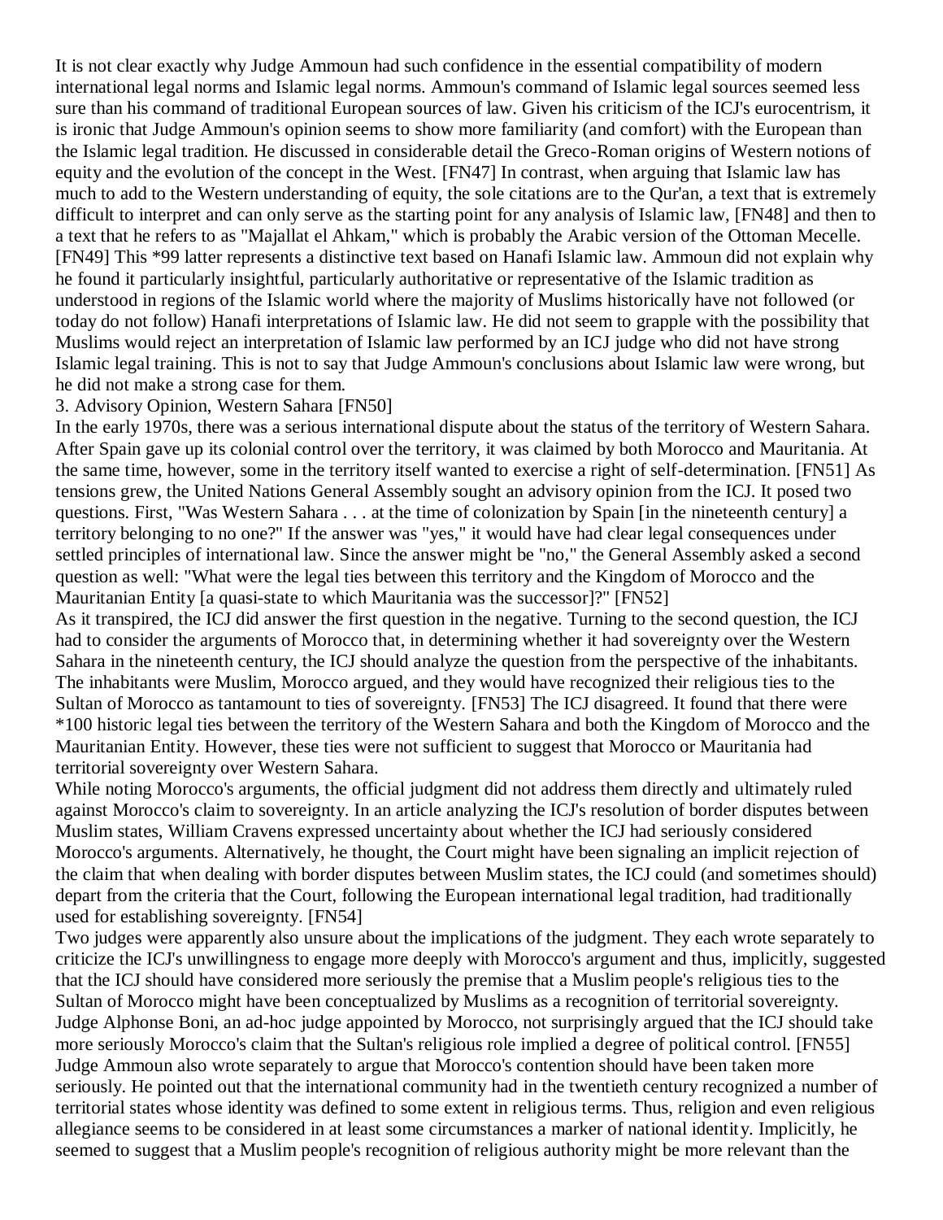It is not clear exactly why Judge Ammoun had such confidence in the essential compatibility of modern international legal norms and Islamic legal norms. Ammoun's command of Islamic legal sources seemed less sure than his command of traditional European sources of law. Given his criticism of the ICJ's eurocentrism, it is ironic that Judge Ammoun's opinion seems to show more familiarity (and comfort) with the European than the Islamic legal tradition. He discussed in considerable detail the Greco-Roman origins of Western notions of equity and the evolution of the concept in the West. [FN47] In contrast, when arguing that Islamic law has much to add to the Western understanding of equity, the sole citations are to the Qur'an, a text that is extremely difficult to interpret and can only serve as the starting point for any analysis of Islamic law, [FN48] and then to a text that he refers to as "Majallat el Ahkam," which is probably the Arabic version of the Ottoman Mecelle. [FN49] This *99 latter represents a distinctive text based on Hanafi Islamic law. Ammoun did not explain why he found it particularly insightful, particularly authoritative or representative of the Islamic tradition as understood in regions of the Islamic world where the majority of Muslims historically have not followed (or today do not follow) Hanafi interpretations of Islamic law. He did not seem to grapple with the possibility that Muslims would reject an interpretation of Islamic law performed by an ICJ judge who did not have strong Islamic legal training. This is not to say that Judge Ammoun's conclusions about Islamic law were wrong, but he did not make a strong case for them.

3. Advisory Opinion, Western Sahara [FN50]

In the early 1970s, there was a serious international dispute about the status of the territory of Western Sahara. After Spain gave up its colonial control over the territory, it was claimed by both Morocco and Mauritania. At the same time, however, some in the territory itself wanted to exercise a right of self-determination. [FN51] As tensions grew, the United Nations General Assembly sought an advisory opinion from the ICJ. It posed two questions. First, "Was Western Sahara . . . at the time of colonization by Spain [in the nineteenth century] a territory belonging to no one?" If the answer was "yes," it would have had clear legal consequences under settled principles of international law. Since the answer might be "no," the General Assembly asked a second question as well: "What were the legal ties between this territory and the Kingdom of Morocco and the Mauritanian Entity [a quasi-state to which Mauritania was the successor]?" [FN52]

As it transpired, the ICJ did answer the first question in the negative. Turning to the second question, the ICJ had to consider the arguments of Morocco that, in determining whether it had sovereignty over the Western Sahara in the nineteenth century, the ICJ should analyze the question from the perspective of the inhabitants. The inhabitants were Muslim, Morocco argued, and they would have recognized their religious ties to the Sultan of Morocco as tantamount to ties of sovereignty. [FN53] The ICJ disagreed. It found that there were *100 historic legal ties between the territory of the Western Sahara and both the Kingdom of Morocco and the Mauritanian Entity. However, these ties were not sufficient to suggest that Morocco or Mauritania had territorial sovereignty over Western Sahara.

While noting Morocco's arguments, the official judgment did not address them directly and ultimately ruled against Morocco's claim to sovereignty. In an article analyzing the ICJ's resolution of border disputes between Muslim states, William Cravens expressed uncertainty about whether the ICJ had seriously considered Morocco's arguments. Alternatively, he thought, the Court might have been signaling an implicit rejection of the claim that when dealing with border disputes between Muslim states, the ICJ could (and sometimes should) depart from the criteria that the Court, following the European international legal tradition, had traditionally used for establishing sovereignty. [FN54]

Two judges were apparently also unsure about the implications of the judgment. They each wrote separately to criticize the ICJ's unwillingness to engage more deeply with Morocco's argument and thus, implicitly, suggested that the ICJ should have considered more seriously the premise that a Muslim people's religious ties to the Sultan of Morocco might have been conceptualized by Muslims as a recognition of territorial sovereignty. Judge Alphonse Boni, an ad-hoc judge appointed by Morocco, not surprisingly argued that the ICJ should take more seriously Morocco's claim that the Sultan's religious role implied a degree of political control. [FN55] Judge Ammoun also wrote separately to argue that Morocco's contention should have been taken more seriously. He pointed out that the international community had in the twentieth century recognized a number of territorial states whose identity was defined to some extent in religious terms. Thus, religion and even religious allegiance seems to be considered in at least some circumstances a marker of national identity. Implicitly, he seemed to suggest that a Muslim people's recognition of religious authority might be more relevant than the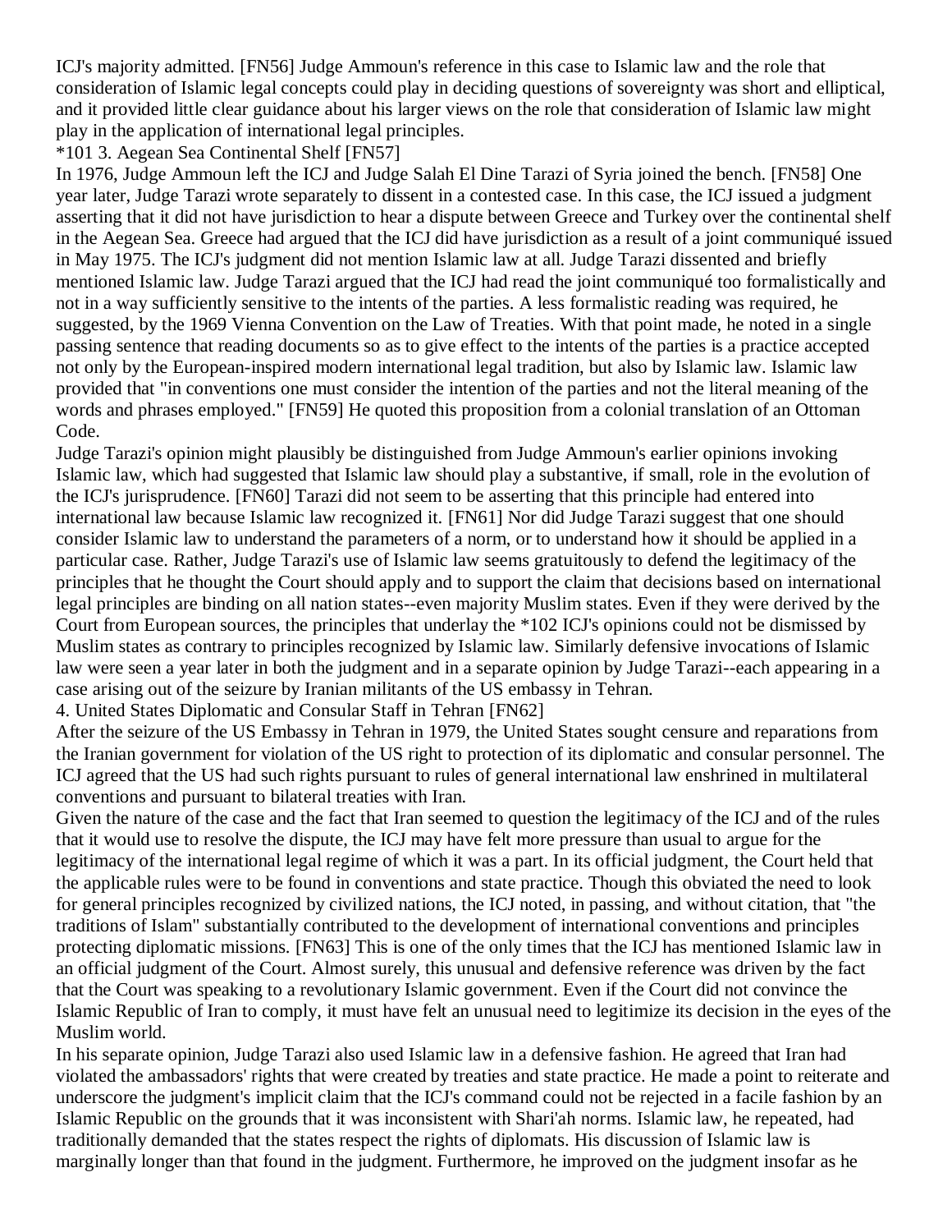ICJ's majority admitted. [FN56] Judge Ammoun's reference in this case to Islamic law and the role that consideration of Islamic legal concepts could play in deciding questions of sovereignty was short and elliptical, and it provided little clear guidance about his larger views on the role that consideration of Islamic law might play in the application of international legal principles.

*101 3. Aegean Sea Continental Shelf [FN57]

In 1976, Judge Ammoun left the ICJ and Judge Salah El Dine Tarazi of Syria joined the bench. [FN58] One year later, Judge Tarazi wrote separately to dissent in a contested case. In this case, the ICJ issued a judgment asserting that it did not have jurisdiction to hear a dispute between Greece and Turkey over the continental shelf in the Aegean Sea. Greece had argued that the ICJ did have jurisdiction as a result of a joint communiqué issued in May 1975. The ICJ's judgment did not mention Islamic law at all. Judge Tarazi dissented and briefly mentioned Islamic law. Judge Tarazi argued that the ICJ had read the joint communiqué too formalistically and not in a way sufficiently sensitive to the intents of the parties. A less formalistic reading was required, he suggested, by the 1969 Vienna Convention on the Law of Treaties. With that point made, he noted in a single passing sentence that reading documents so as to give effect to the intents of the parties is a practice accepted not only by the European-inspired modern international legal tradition, but also by Islamic law. Islamic law provided that "in conventions one must consider the intention of the parties and not the literal meaning of the words and phrases employed." [FN59] He quoted this proposition from a colonial translation of an Ottoman Code.

Judge Tarazi's opinion might plausibly be distinguished from Judge Ammoun's earlier opinions invoking Islamic law, which had suggested that Islamic law should play a substantive, if small, role in the evolution of the ICJ's jurisprudence. [FN60] Tarazi did not seem to be asserting that this principle had entered into international law because Islamic law recognized it. [FN61] Nor did Judge Tarazi suggest that one should consider Islamic law to understand the parameters of a norm, or to understand how it should be applied in a particular case. Rather, Judge Tarazi's use of Islamic law seems gratuitously to defend the legitimacy of the principles that he thought the Court should apply and to support the claim that decisions based on international legal principles are binding on all nation states--even majority Muslim states. Even if they were derived by the Court from European sources, the principles that underlay the *102 ICJ's opinions could not be dismissed by Muslim states as contrary to principles recognized by Islamic law. Similarly defensive invocations of Islamic law were seen a year later in both the judgment and in a separate opinion by Judge Tarazi--each appearing in a case arising out of the seizure by Iranian militants of the US embassy in Tehran.

4. United States Diplomatic and Consular Staff in Tehran [FN62]

After the seizure of the US Embassy in Tehran in 1979, the United States sought censure and reparations from the Iranian government for violation of the US right to protection of its diplomatic and consular personnel. The ICJ agreed that the US had such rights pursuant to rules of general international law enshrined in multilateral conventions and pursuant to bilateral treaties with Iran.

Given the nature of the case and the fact that Iran seemed to question the legitimacy of the ICJ and of the rules that it would use to resolve the dispute, the ICJ may have felt more pressure than usual to argue for the legitimacy of the international legal regime of which it was a part. In its official judgment, the Court held that the applicable rules were to be found in conventions and state practice. Though this obviated the need to look for general principles recognized by civilized nations, the ICJ noted, in passing, and without citation, that "the traditions of Islam" substantially contributed to the development of international conventions and principles protecting diplomatic missions. [FN63] This is one of the only times that the ICJ has mentioned Islamic law in an official judgment of the Court. Almost surely, this unusual and defensive reference was driven by the fact that the Court was speaking to a revolutionary Islamic government. Even if the Court did not convince the Islamic Republic of Iran to comply, it must have felt an unusual need to legitimize its decision in the eyes of the Muslim world.

In his separate opinion, Judge Tarazi also used Islamic law in a defensive fashion. He agreed that Iran had violated the ambassadors' rights that were created by treaties and state practice. He made a point to reiterate and underscore the judgment's implicit claim that the ICJ's command could not be rejected in a facile fashion by an Islamic Republic on the grounds that it was inconsistent with Shari'ah norms. Islamic law, he repeated, had traditionally demanded that the states respect the rights of diplomats. His discussion of Islamic law is marginally longer than that found in the judgment. Furthermore, he improved on the judgment insofar as he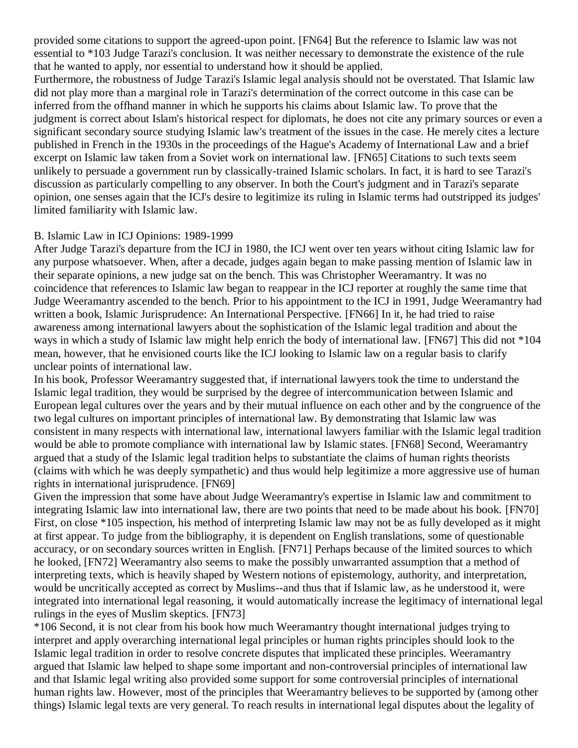provided some citations to support the agreed-upon point. [FN64] But the reference to Islamic law was not essential to *103 Judge Tarazi's conclusion. It was neither necessary to demonstrate the existence of the rule that he wanted to apply, nor essential to understand how it should be applied.

Furthermore, the robustness of Judge Tarazi's Islamic legal analysis should not be overstated. That Islamic law did not play more than a marginal role in Tarazi's determination of the correct outcome in this case can be inferred from the offhand manner in which he supports his claims about Islamic law. To prove that the judgment is correct about Islam's historical respect for diplomats, he does not cite any primary sources or even a significant secondary source studying Islamic law's treatment of the issues in the case. He merely cites a lecture published in French in the 1930s in the proceedings of the Hague's Academy of International Law and a brief excerpt on Islamic law taken from a Soviet work on international law. [FN65] Citations to such texts seem unlikely to persuade a government run by classically-trained Islamic scholars. In fact, it is hard to see Tarazi's discussion as particularly compelling to any observer. In both the Court's judgment and in Tarazi's separate opinion, one senses again that the ICJ's desire to legitimize its ruling in Islamic terms had outstripped its judges' limited familiarity with Islamic law.

## B. Islamic Law in ICJ Opinions: 1989-1999

After Judge Tarazi's departure from the ICJ in 1980, the ICJ went over ten years without citing Islamic law for any purpose whatsoever. When, after a decade, judges again began to make passing mention of Islamic law in their separate opinions, a new judge sat on the bench. This was Christopher Weeramantry. It was no coincidence that references to Islamic law began to reappear in the ICJ reporter at roughly the same time that Judge Weeramantry ascended to the bench. Prior to his appointment to the ICJ in 1991, Judge Weeramantry had written a book, Islamic Jurisprudence: An International Perspective. [FN66] In it, he had tried to raise awareness among international lawyers about the sophistication of the Islamic legal tradition and about the ways in which a study of Islamic law might help enrich the body of international law. [FN67] This did not *104 mean, however, that he envisioned courts like the ICJ looking to Islamic law on a regular basis to clarify unclear points of international law.

In his book, Professor Weeramantry suggested that, if international lawyers took the time to understand the Islamic legal tradition, they would be surprised by the degree of intercommunication between Islamic and European legal cultures over the years and by their mutual influence on each other and by the congruence of the two legal cultures on important principles of international law. By demonstrating that Islamic law was consistent in many respects with international law, international lawyers familiar with the Islamic legal tradition would be able to promote compliance with international law by Islamic states. [FN68] Second, Weeramantry argued that a study of the Islamic legal tradition helps to substantiate the claims of human rights theorists (claims with which he was deeply sympathetic) and thus would help legitimize a more aggressive use of human rights in international jurisprudence. [FN69]

Given the impression that some have about Judge Weeramantry's expertise in Islamic law and commitment to integrating Islamic law into international law, there are two points that need to be made about his book. [FN70] First, on close *105 inspection, his method of interpreting Islamic law may not be as fully developed as it might at first appear. To judge from the bibliography, it is dependent on English translations, some of questionable accuracy, or on secondary sources written in English. [FN71] Perhaps because of the limited sources to which he looked, [FN72] Weeramantry also seems to make the possibly unwarranted assumption that a method of interpreting texts, which is heavily shaped by Western notions of epistemology, authority, and interpretation, would be uncritically accepted as correct by Muslims--and thus that if Islamic law, as he understood it, were integrated into international legal reasoning, it would automatically increase the legitimacy of international legal rulings in the eyes of Muslim skeptics. [FN73]

*106 Second, it is not clear from his book how much Weeramantry thought international judges trying to interpret and apply overarching international legal principles or human rights principles should look to the Islamic legal tradition in order to resolve concrete disputes that implicated these principles. Weeramantry argued that Islamic law helped to shape some important and non-controversial principles of international law and that Islamic legal writing also provided some support for some controversial principles of international human rights law. However, most of the principles that Weeramantry believes to be supported by (among other things) Islamic legal texts are very general. To reach results in international legal disputes about the legality of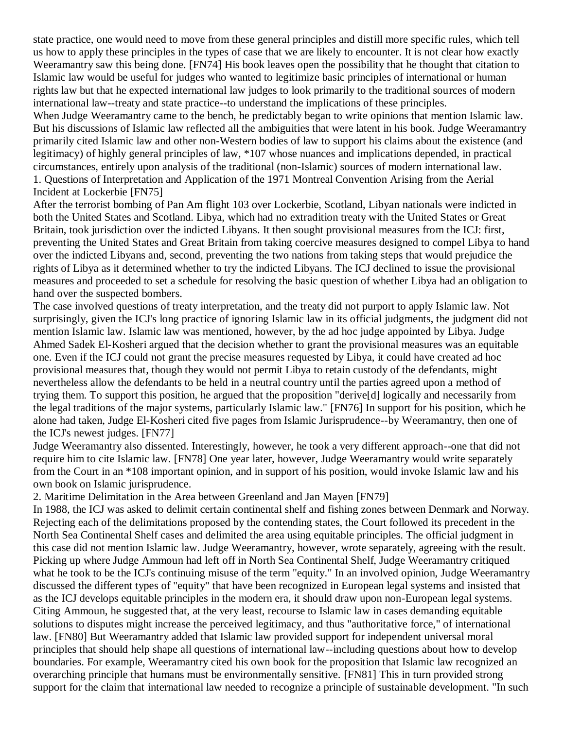state practice, one would need to move from these general principles and distill more specific rules, which tell us how to apply these principles in the types of case that we are likely to encounter. It is not clear how exactly Weeramantry saw this being done. [FN74] His book leaves open the possibility that he thought that citation to Islamic law would be useful for judges who wanted to legitimize basic principles of international or human rights law but that he expected international law judges to look primarily to the traditional sources of modern international law--treaty and state practice--to understand the implications of these principles.

When Judge Weeramantry came to the bench, he predictably began to write opinions that mention Islamic law. But his discussions of Islamic law reflected all the ambiguities that were latent in his book. Judge Weeramantry primarily cited Islamic law and other non-Western bodies of law to support his claims about the existence (and legitimacy) of highly general principles of law, *107 whose nuances and implications depended, in practical circumstances, entirely upon analysis of the traditional (non-Islamic) sources of modern international law.

1. Questions of Interpretation and Application of the 1971 Montreal Convention Arising from the Aerial Incident at Lockerbie [FN75]

After the terrorist bombing of Pan Am flight 103 over Lockerbie, Scotland, Libyan nationals were indicted in both the United States and Scotland. Libya, which had no extradition treaty with the United States or Great Britain, took jurisdiction over the indicted Libyans. It then sought provisional measures from the ICJ: first, preventing the United States and Great Britain from taking coercive measures designed to compel Libya to hand over the indicted Libyans and, second, preventing the two nations from taking steps that would prejudice the rights of Libya as it determined whether to try the indicted Libyans. The ICJ declined to issue the provisional measures and proceeded to set a schedule for resolving the basic question of whether Libya had an obligation to hand over the suspected bombers.

The case involved questions of treaty interpretation, and the treaty did not purport to apply Islamic law. Not surprisingly, given the ICJ's long practice of ignoring Islamic law in its official judgments, the judgment did not mention Islamic law. Islamic law was mentioned, however, by the ad hoc judge appointed by Libya. Judge Ahmed Sadek El-Kosheri argued that the decision whether to grant the provisional measures was an equitable one. Even if the ICJ could not grant the precise measures requested by Libya, it could have created ad hoc provisional measures that, though they would not permit Libya to retain custody of the defendants, might nevertheless allow the defendants to be held in a neutral country until the parties agreed upon a method of trying them. To support this position, he argued that the proposition "derive[d] logically and necessarily from the legal traditions of the major systems, particularly Islamic law." [FN76] In support for his position, which he alone had taken, Judge El-Kosheri cited five pages from Islamic Jurisprudence--by Weeramantry, then one of the ICJ's newest judges. [FN77]

Judge Weeramantry also dissented. Interestingly, however, he took a very different approach--one that did not require him to cite Islamic law. [FN78] One year later, however, Judge Weeramantry would write separately from the Court in an *108 important opinion, and in support of his position, would invoke Islamic law and his own book on Islamic jurisprudence.

2. Maritime Delimitation in the Area between Greenland and Jan Mayen [FN79]

In 1988, the ICJ was asked to delimit certain continental shelf and fishing zones between Denmark and Norway. Rejecting each of the delimitations proposed by the contending states, the Court followed its precedent in the North Sea Continental Shelf cases and delimited the area using equitable principles. The official judgment in this case did not mention Islamic law. Judge Weeramantry, however, wrote separately, agreeing with the result. Picking up where Judge Ammoun had left off in North Sea Continental Shelf, Judge Weeramantry critiqued what he took to be the ICJ's continuing misuse of the term "equity." In an involved opinion, Judge Weeramantry discussed the different types of "equity" that have been recognized in European legal systems and insisted that as the ICJ develops equitable principles in the modern era, it should draw upon non-European legal systems. Citing Ammoun, he suggested that, at the very least, recourse to Islamic law in cases demanding equitable solutions to disputes might increase the perceived legitimacy, and thus "authoritative force," of international law. [FN80] But Weeramantry added that Islamic law provided support for independent universal moral principles that should help shape all questions of international law--including questions about how to develop boundaries. For example, Weeramantry cited his own book for the proposition that Islamic law recognized an overarching principle that humans must be environmentally sensitive. [FN81] This in turn provided strong support for the claim that international law needed to recognize a principle of sustainable development. "In such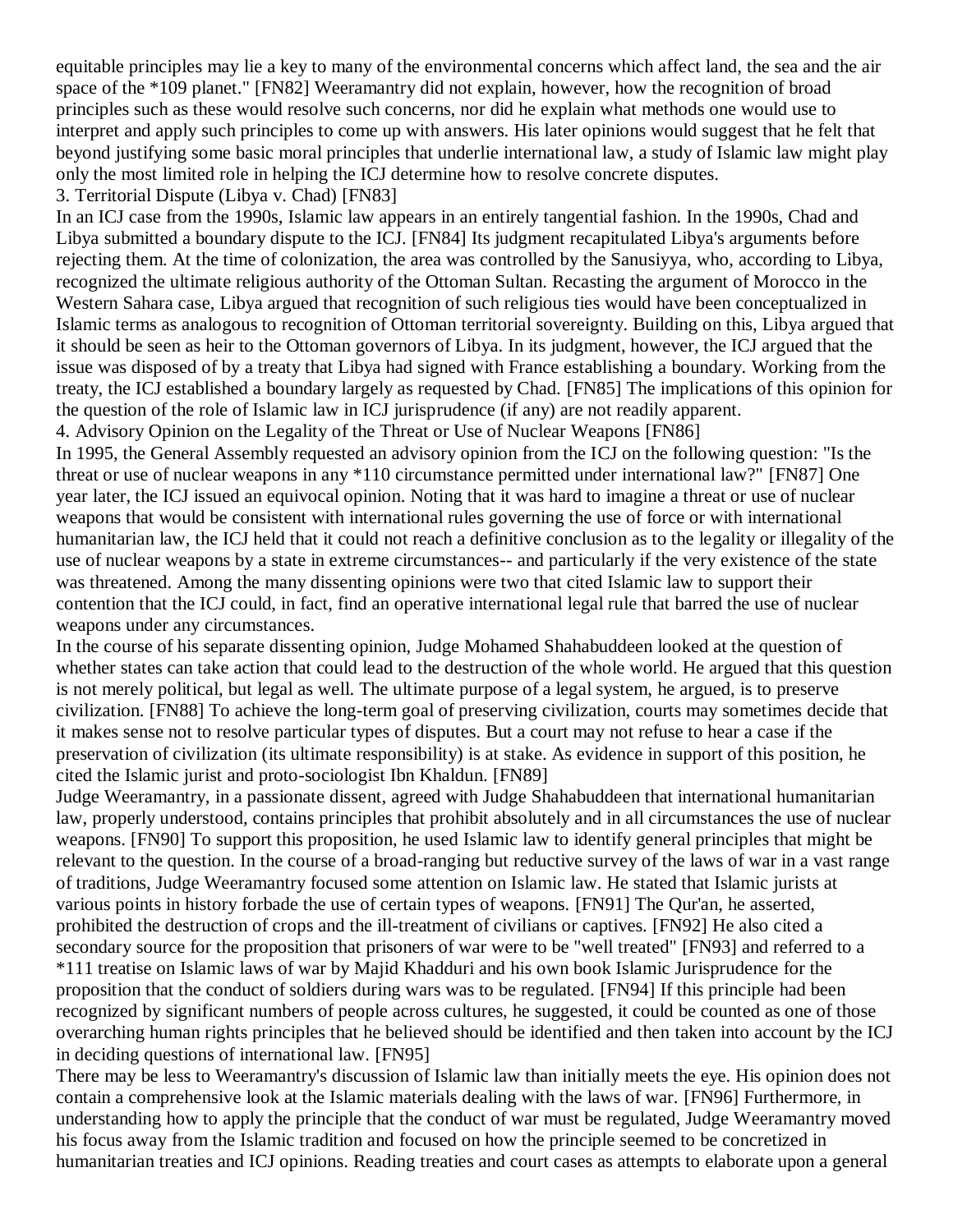equitable principles may lie a key to many of the environmental concerns which affect land, the sea and the air space of the *109 planet." [FN82] Weeramantry did not explain, however, how the recognition of broad principles such as these would resolve such concerns, nor did he explain what methods one would use to interpret and apply such principles to come up with answers. His later opinions would suggest that he felt that beyond justifying some basic moral principles that underlie international law, a study of Islamic law might play only the most limited role in helping the ICJ determine how to resolve concrete disputes.

3. Territorial Dispute (Libya v. Chad) [FN83]

In an ICJ case from the 1990s, Islamic law appears in an entirely tangential fashion. In the 1990s, Chad and Libya submitted a boundary dispute to the ICJ. [FN84] Its judgment recapitulated Libya's arguments before rejecting them. At the time of colonization, the area was controlled by the Sanusiyya, who, according to Libya, recognized the ultimate religious authority of the Ottoman Sultan. Recasting the argument of Morocco in the Western Sahara case, Libya argued that recognition of such religious ties would have been conceptualized in Islamic terms as analogous to recognition of Ottoman territorial sovereignty. Building on this, Libya argued that it should be seen as heir to the Ottoman governors of Libya. In its judgment, however, the ICJ argued that the issue was disposed of by a treaty that Libya had signed with France establishing a boundary. Working from the treaty, the ICJ established a boundary largely as requested by Chad. [FN85] The implications of this opinion for the question of the role of Islamic law in ICJ jurisprudence (if any) are not readily apparent.

4. Advisory Opinion on the Legality of the Threat or Use of Nuclear Weapons [FN86]

In 1995, the General Assembly requested an advisory opinion from the ICJ on the following question: "Is the threat or use of nuclear weapons in any *110 circumstance permitted under international law?" [FN87] One year later, the ICJ issued an equivocal opinion. Noting that it was hard to imagine a threat or use of nuclear weapons that would be consistent with international rules governing the use of force or with international humanitarian law, the ICJ held that it could not reach a definitive conclusion as to the legality or illegality of the use of nuclear weapons by a state in extreme circumstances-- and particularly if the very existence of the state was threatened. Among the many dissenting opinions were two that cited Islamic law to support their contention that the ICJ could, in fact, find an operative international legal rule that barred the use of nuclear weapons under any circumstances.

In the course of his separate dissenting opinion, Judge Mohamed Shahabuddeen looked at the question of whether states can take action that could lead to the destruction of the whole world. He argued that this question is not merely political, but legal as well. The ultimate purpose of a legal system, he argued, is to preserve civilization. [FN88] To achieve the long-term goal of preserving civilization, courts may sometimes decide that it makes sense not to resolve particular types of disputes. But a court may not refuse to hear a case if the preservation of civilization (its ultimate responsibility) is at stake. As evidence in support of this position, he cited the Islamic jurist and proto-sociologist Ibn Khaldun. [FN89]

Judge Weeramantry, in a passionate dissent, agreed with Judge Shahabuddeen that international humanitarian law, properly understood, contains principles that prohibit absolutely and in all circumstances the use of nuclear weapons. [FN90] To support this proposition, he used Islamic law to identify general principles that might be relevant to the question. In the course of a broad-ranging but reductive survey of the laws of war in a vast range of traditions, Judge Weeramantry focused some attention on Islamic law. He stated that Islamic jurists at various points in history forbade the use of certain types of weapons. [FN91] The Qur'an, he asserted, prohibited the destruction of crops and the ill-treatment of civilians or captives. [FN92] He also cited a secondary source for the proposition that prisoners of war were to be "well treated" [FN93] and referred to a *111 treatise on Islamic laws of war by Majid Khadduri and his own book Islamic Jurisprudence for the proposition that the conduct of soldiers during wars was to be regulated. [FN94] If this principle had been recognized by significant numbers of people across cultures, he suggested, it could be counted as one of those overarching human rights principles that he believed should be identified and then taken into account by the ICJ in deciding questions of international law. [FN95]

There may be less to Weeramantry's discussion of Islamic law than initially meets the eye. His opinion does not contain a comprehensive look at the Islamic materials dealing with the laws of war. [FN96] Furthermore, in understanding how to apply the principle that the conduct of war must be regulated, Judge Weeramantry moved his focus away from the Islamic tradition and focused on how the principle seemed to be concretized in humanitarian treaties and ICJ opinions. Reading treaties and court cases as attempts to elaborate upon a general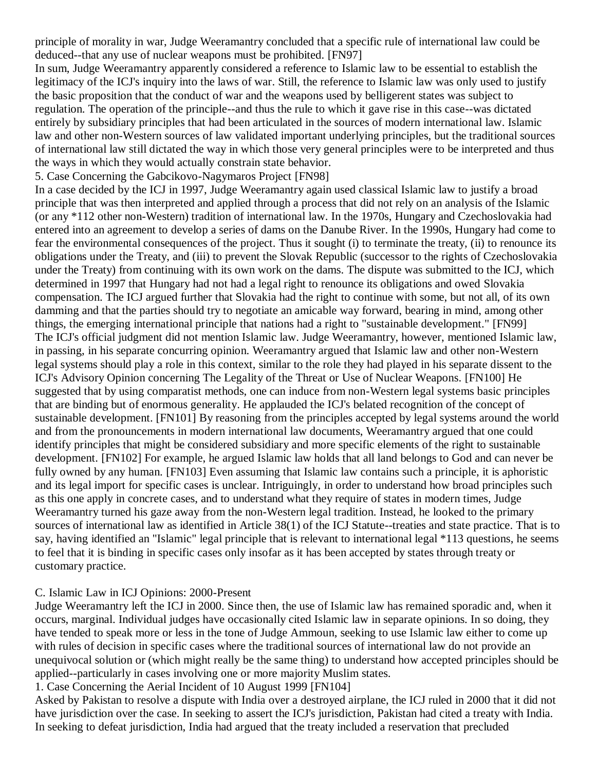principle of morality in war, Judge Weeramantry concluded that a specific rule of international law could be deduced--that any use of nuclear weapons must be prohibited. [FN97]

In sum, Judge Weeramantry apparently considered a reference to Islamic law to be essential to establish the legitimacy of the ICJ's inquiry into the laws of war. Still, the reference to Islamic law was only used to justify the basic proposition that the conduct of war and the weapons used by belligerent states was subject to regulation. The operation of the principle--and thus the rule to which it gave rise in this case--was dictated entirely by subsidiary principles that had been articulated in the sources of modern international law. Islamic law and other non-Western sources of law validated important underlying principles, but the traditional sources of international law still dictated the way in which those very general principles were to be interpreted and thus the ways in which they would actually constrain state behavior.

5. Case Concerning the Gabcikovo-Nagymaros Project [FN98]

In a case decided by the ICJ in 1997, Judge Weeramantry again used classical Islamic law to justify a broad principle that was then interpreted and applied through a process that did not rely on an analysis of the Islamic (or any *112 other non-Western) tradition of international law. In the 1970s, Hungary and Czechoslovakia had entered into an agreement to develop a series of dams on the Danube River. In the 1990s, Hungary had come to fear the environmental consequences of the project. Thus it sought (i) to terminate the treaty, (ii) to renounce its obligations under the Treaty, and (iii) to prevent the Slovak Republic (successor to the rights of Czechoslovakia under the Treaty) from continuing with its own work on the dams. The dispute was submitted to the ICJ, which determined in 1997 that Hungary had not had a legal right to renounce its obligations and owed Slovakia compensation. The ICJ argued further that Slovakia had the right to continue with some, but not all, of its own damming and that the parties should try to negotiate an amicable way forward, bearing in mind, among other things, the emerging international principle that nations had a right to "sustainable development." [FN99]

The ICJ's official judgment did not mention Islamic law. Judge Weeramantry, however, mentioned Islamic law, in passing, in his separate concurring opinion. Weeramantry argued that Islamic law and other non-Western legal systems should play a role in this context, similar to the role they had played in his separate dissent to the ICJ's Advisory Opinion concerning The Legality of the Threat or Use of Nuclear Weapons. [FN100] He suggested that by using comparatist methods, one can induce from non-Western legal systems basic principles that are binding but of enormous generality. He applauded the ICJ's belated recognition of the concept of sustainable development. [FN101] By reasoning from the principles accepted by legal systems around the world and from the pronouncements in modern international law documents, Weeramantry argued that one could identify principles that might be considered subsidiary and more specific elements of the right to sustainable development. [FN102] For example, he argued Islamic law holds that all land belongs to God and can never be fully owned by any human. [FN103] Even assuming that Islamic law contains such a principle, it is aphoristic and its legal import for specific cases is unclear. Intriguingly, in order to understand how broad principles such as this one apply in concrete cases, and to understand what they require of states in modern times, Judge Weeramantry turned his gaze away from the non-Western legal tradition. Instead, he looked to the primary sources of international law as identified in Article 38(1) of the ICJ Statute--treaties and state practice. That is to say, having identified an "Islamic" legal principle that is relevant to international legal *113 questions, he seems to feel that it is binding in specific cases only insofar as it has been accepted by states through treaty or customary practice.

C. Islamic Law in ICJ Opinions: 2000-Present

Judge Weeramantry left the ICJ in 2000. Since then, the use of Islamic law has remained sporadic and, when it occurs, marginal. Individual judges have occasionally cited Islamic law in separate opinions. In so doing, they have tended to speak more or less in the tone of Judge Ammoun, seeking to use Islamic law either to come up with rules of decision in specific cases where the traditional sources of international law do not provide an unequivocal solution or (which might really be the same thing) to understand how accepted principles should be applied--particularly in cases involving one or more majority Muslim states.

1. Case Concerning the Aerial Incident of 10 August 1999 [FN104]

Asked by Pakistan to resolve a dispute with India over a destroyed airplane, the ICJ ruled in 2000 that it did not have jurisdiction over the case. In seeking to assert the ICJ's jurisdiction, Pakistan had cited a treaty with India. In seeking to defeat jurisdiction, India had argued that the treaty included a reservation that precluded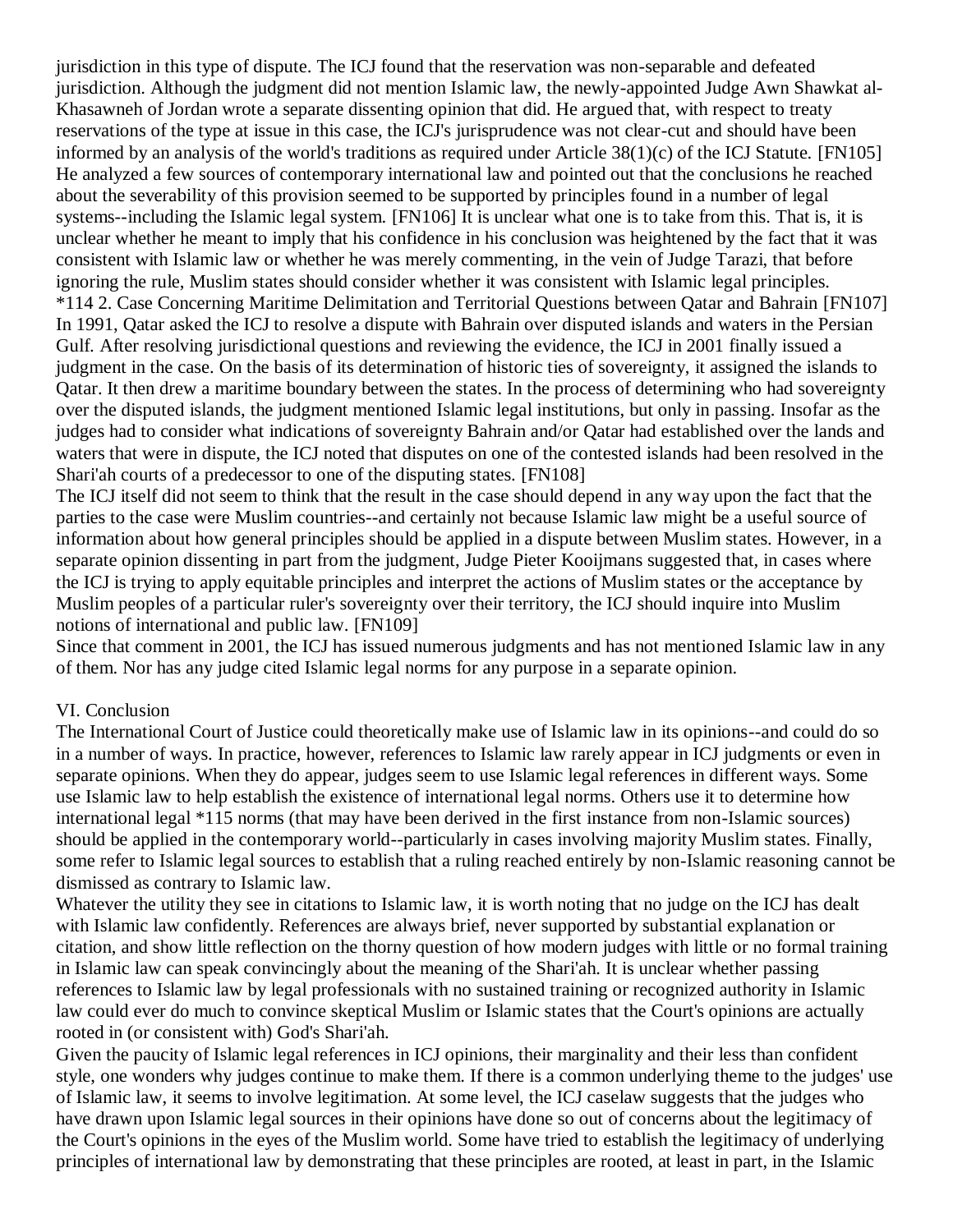jurisdiction in this type of dispute. The ICJ found that the reservation was non-separable and defeated jurisdiction. Although the judgment did not mention Islamic law, the newly-appointed Judge Awn Shawkat al-Khasawneh of Jordan wrote a separate dissenting opinion that did. He argued that, with respect to treaty reservations of the type at issue in this case, the ICJ's jurisprudence was not clear-cut and should have been informed by an analysis of the world's traditions as required under Article 38(1)(c) of the ICJ Statute. [FN105] He analyzed a few sources of contemporary international law and pointed out that the conclusions he reached about the severability of this provision seemed to be supported by principles found in a number of legal systems--including the Islamic legal system. [FN106] It is unclear what one is to take from this. That is, it is unclear whether he meant to imply that his confidence in his conclusion was heightened by the fact that it was consistent with Islamic law or whether he was merely commenting, in the vein of Judge Tarazi, that before ignoring the rule, Muslim states should consider whether it was consistent with Islamic legal principles.

*114 2. Case Concerning Maritime Delimitation and Territorial Questions between Qatar and Bahrain [FN107]

In 1991, Qatar asked the ICJ to resolve a dispute with Bahrain over disputed islands and waters in the Persian Gulf. After resolving jurisdictional questions and reviewing the evidence, the ICJ in 2001 finally issued a judgment in the case. On the basis of its determination of historic ties of sovereignty, it assigned the islands to Qatar. It then drew a maritime boundary between the states. In the process of determining who had sovereignty over the disputed islands, the judgment mentioned Islamic legal institutions, but only in passing. Insofar as the judges had to consider what indications of sovereignty Bahrain and/or Qatar had established over the lands and waters that were in dispute, the ICJ noted that disputes on one of the contested islands had been resolved in the Shari'ah courts of a predecessor to one of the disputing states. [FN108]

The ICJ itself did not seem to think that the result in the case should depend in any way upon the fact that the parties to the case were Muslim countries--and certainly not because Islamic law might be a useful source of information about how general principles should be applied in a dispute between Muslim states. However, in a separate opinion dissenting in part from the judgment, Judge Pieter Kooijmans suggested that, in cases where the ICJ is trying to apply equitable principles and interpret the actions of Muslim states or the acceptance by Muslim peoples of a particular ruler's sovereignty over their territory, the ICJ should inquire into Muslim notions of international and public law. [FN109]

Since that comment in 2001, the ICJ has issued numerous judgments and has not mentioned Islamic law in any of them. Nor has any judge cited Islamic legal norms for any purpose in a separate opinion.

## VI. Conclusion

The International Court of Justice could theoretically make use of Islamic law in its opinions--and could do so in a number of ways. In practice, however, references to Islamic law rarely appear in ICJ judgments or even in separate opinions. When they do appear, judges seem to use Islamic legal references in different ways. Some use Islamic law to help establish the existence of international legal norms. Others use it to determine how international legal *115 norms (that may have been derived in the first instance from non-Islamic sources) should be applied in the contemporary world--particularly in cases involving majority Muslim states. Finally, some refer to Islamic legal sources to establish that a ruling reached entirely by non-Islamic reasoning cannot be dismissed as contrary to Islamic law.

Whatever the utility they see in citations to Islamic law, it is worth noting that no judge on the ICJ has dealt with Islamic law confidently. References are always brief, never supported by substantial explanation or citation, and show little reflection on the thorny question of how modern judges with little or no formal training in Islamic law can speak convincingly about the meaning of the Shari'ah. It is unclear whether passing references to Islamic law by legal professionals with no sustained training or recognized authority in Islamic law could ever do much to convince skeptical Muslim or Islamic states that the Court's opinions are actually rooted in (or consistent with) God's Shari'ah.

Given the paucity of Islamic legal references in ICJ opinions, their marginality and their less than confident style, one wonders why judges continue to make them. If there is a common underlying theme to the judges' use of Islamic law, it seems to involve legitimation. At some level, the ICJ caselaw suggests that the judges who have drawn upon Islamic legal sources in their opinions have done so out of concerns about the legitimacy of the Court's opinions in the eyes of the Muslim world. Some have tried to establish the legitimacy of underlying principles of international law by demonstrating that these principles are rooted, at least in part, in the Islamic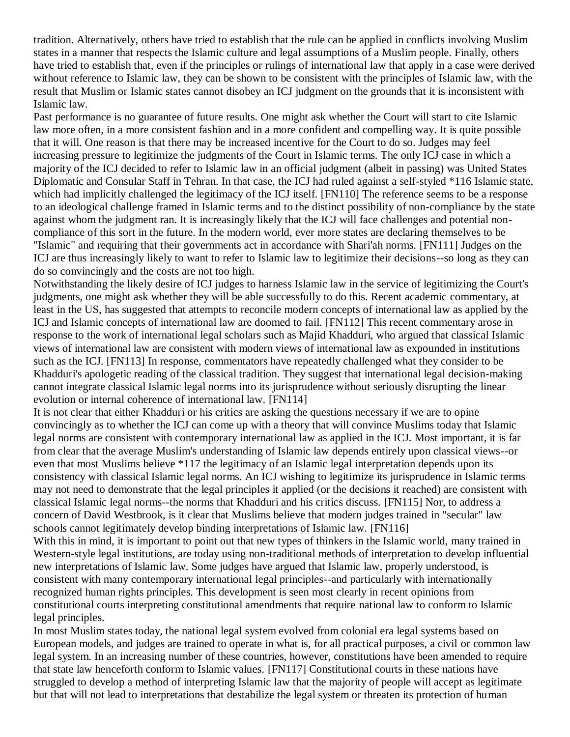tradition. Alternatively, others have tried to establish that the rule can be applied in conflicts involving Muslim states in a manner that respects the Islamic culture and legal assumptions of a Muslim people. Finally, others have tried to establish that, even if the principles or rulings of international law that apply in a case were derived without reference to Islamic law, they can be shown to be consistent with the principles of Islamic law, with the result that Muslim or Islamic states cannot disobey an ICJ judgment on the grounds that it is inconsistent with Islamic law.

Past performance is no guarantee of future results. One might ask whether the Court will start to cite Islamic law more often, in a more consistent fashion and in a more confident and compelling way. It is quite possible that it will. One reason is that there may be increased incentive for the Court to do so. Judges may feel increasing pressure to legitimize the judgments of the Court in Islamic terms. The only ICJ case in which a majority of the ICJ decided to refer to Islamic law in an official judgment (albeit in passing) was United States Diplomatic and Consular Staff in Tehran. In that case, the ICJ had ruled against a self-styled *116 Islamic state, which had implicitly challenged the legitimacy of the ICJ itself. [FN110] The reference seems to be a response to an ideological challenge framed in Islamic terms and to the distinct possibility of non-compliance by the state against whom the judgment ran. It is increasingly likely that the ICJ will face challenges and potential non-compliance of this sort in the future. In the modern world, ever more states are declaring themselves to be "Islamic" and requiring that their governments act in accordance with Shari'ah norms. [FN111] Judges on the ICJ are thus increasingly likely to want to refer to Islamic law to legitimize their decisions--so long as they can do so convincingly and the costs are not too high.

Notwithstanding the likely desire of ICJ judges to harness Islamic law in the service of legitimizing the Court's judgments, one might ask whether they will be able successfully to do this. Recent academic commentary, at least in the US, has suggested that attempts to reconcile modern concepts of international law as applied by the ICJ and Islamic concepts of international law are doomed to fail. [FN112] This recent commentary arose in response to the work of international legal scholars such as Majid Khadduri, who argued that classical Islamic views of international law are consistent with modern views of international law as expounded in institutions such as the ICJ. [FN113] In response, commentators have repeatedly challenged what they consider to be Khadduri's apologetic reading of the classical tradition. They suggest that international legal decision-making cannot integrate classical Islamic legal norms into its jurisprudence without seriously disrupting the linear evolution or internal coherence of international law. [FN114]

It is not clear that either Khadduri or his critics are asking the questions necessary if we are to opine convincingly as to whether the ICJ can come up with a theory that will convince Muslims today that Islamic legal norms are consistent with contemporary international law as applied in the ICJ. Most important, it is far from clear that the average Muslim's understanding of Islamic law depends entirely upon classical views--or even that most Muslims believe *117 the legitimacy of an Islamic legal interpretation depends upon its consistency with classical Islamic legal norms. An ICJ wishing to legitimize its jurisprudence in Islamic terms may not need to demonstrate that the legal principles it applied (or the decisions it reached) are consistent with classical Islamic legal norms--the norms that Khadduri and his critics discuss. [FN115] Nor, to address a concern of David Westbrook, is it clear that Muslims believe that modern judges trained in "secular" law schools cannot legitimately develop binding interpretations of Islamic law. [FN116]

With this in mind, it is important to point out that new types of thinkers in the Islamic world, many trained in Western-style legal institutions, are today using non-traditional methods of interpretation to develop influential new interpretations of Islamic law. Some judges have argued that Islamic law, properly understood, is consistent with many contemporary international legal principles--and particularly with internationally recognized human rights principles. This development is seen most clearly in recent opinions from constitutional courts interpreting constitutional amendments that require national law to conform to Islamic legal principles.

In most Muslim states today, the national legal system evolved from colonial era legal systems based on European models, and judges are trained to operate in what is, for all practical purposes, a civil or common law legal system. In an increasing number of these countries, however, constitutions have been amended to require that state law henceforth conform to Islamic values. [FN117] Constitutional courts in these nations have struggled to develop a method of interpreting Islamic law that the majority of people will accept as legitimate but that will not lead to interpretations that destabilize the legal system or threaten its protection of human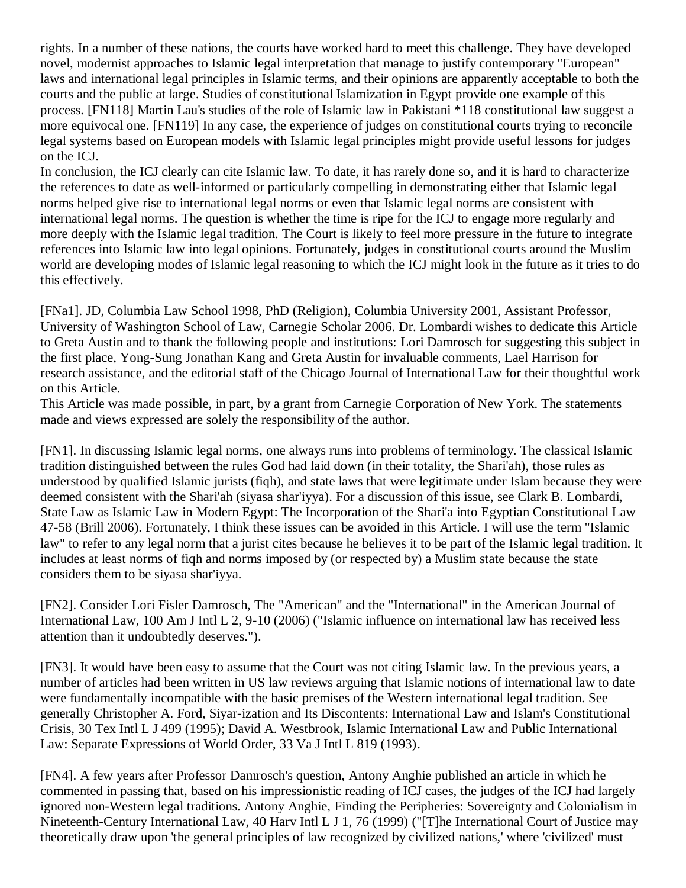rights. In a number of these nations, the courts have worked hard to meet this challenge. They have developed novel, modernist approaches to Islamic legal interpretation that manage to justify contemporary "European" laws and international legal principles in Islamic terms, and their opinions are apparently acceptable to both the courts and the public at large. Studies of constitutional Islamization in Egypt provide one example of this process. [FN118] Martin Lau's studies of the role of Islamic law in Pakistani *118 constitutional law suggest a more equivocal one. [FN119] In any case, the experience of judges on constitutional courts trying to reconcile legal systems based on European models with Islamic legal principles might provide useful lessons for judges on the ICJ.

In conclusion, the ICJ clearly can cite Islamic law. To date, it has rarely done so, and it is hard to characterize the references to date as well-informed or particularly compelling in demonstrating either that Islamic legal norms helped give rise to international legal norms or even that Islamic legal norms are consistent with international legal norms. The question is whether the time is ripe for the ICJ to engage more regularly and more deeply with the Islamic legal tradition. The Court is likely to feel more pressure in the future to integrate references into Islamic law into legal opinions. Fortunately, judges in constitutional courts around the Muslim world are developing modes of Islamic legal reasoning to which the ICJ might look in the future as it tries to do this effectively.

[FNa1]. JD, Columbia Law School 1998, PhD (Religion), Columbia University 2001, Assistant Professor, University of Washington School of Law, Carnegie Scholar 2006. Dr. Lombardi wishes to dedicate this Article to Greta Austin and to thank the following people and institutions: Lori Damrosch for suggesting this subject in the first place, Yong-Sung Jonathan Kang and Greta Austin for invaluable comments, Lael Harrison for research assistance, and the editorial staff of the Chicago Journal of International Law for their thoughtful work on this Article.

This Article was made possible, in part, by a grant from Carnegie Corporation of New York. The statements made and views expressed are solely the responsibility of the author.

[FN1]. In discussing Islamic legal norms, one always runs into problems of terminology. The classical Islamic tradition distinguished between the rules God had laid down (in their totality, the Shari'ah), those rules as understood by qualified Islamic jurists (fiqh), and state laws that were legitimate under Islam because they were deemed consistent with the Shari'ah (siyasa shar'iyya). For a discussion of this issue, see Clark B. Lombardi, State Law as Islamic Law in Modern Egypt: The Incorporation of the Shari'a into Egyptian Constitutional Law 47-58 (Brill 2006). Fortunately, I think these issues can be avoided in this Article. I will use the term "Islamic law" to refer to any legal norm that a jurist cites because he believes it to be part of the Islamic legal tradition. It includes at least norms of fiqh and norms imposed by (or respected by) a Muslim state because the state considers them to be siyasa shar'iyya.

[FN2]. Consider Lori Fisler Damrosch, The "American" and the "International" in the American Journal of International Law, 100 Am J Intl L 2, 9-10 (2006) ("Islamic influence on international law has received less attention than it undoubtedly deserves.").

[FN3]. It would have been easy to assume that the Court was not citing Islamic law. In the previous years, a number of articles had been written in US law reviews arguing that Islamic notions of international law to date were fundamentally incompatible with the basic premises of the Western international legal tradition. See generally Christopher A. Ford, Siyar-ization and Its Discontents: International Law and Islam's Constitutional Crisis, 30 Tex Intl L J 499 (1995); David A. Westbrook, Islamic International Law and Public International Law: Separate Expressions of World Order, 33 Va J Intl L 819 (1993).

[FN4]. A few years after Professor Damrosch's question, Antony Anghie published an article in which he commented in passing that, based on his impressionistic reading of ICJ cases, the judges of the ICJ had largely ignored non-Western legal traditions. Antony Anghie, Finding the Peripheries: Sovereignty and Colonialism in Nineteenth-Century International Law, 40 Harv Intl L J 1, 76 (1999) ("[T]he International Court of Justice may theoretically draw upon 'the general principles of law recognized by civilized nations,' where 'civilized' must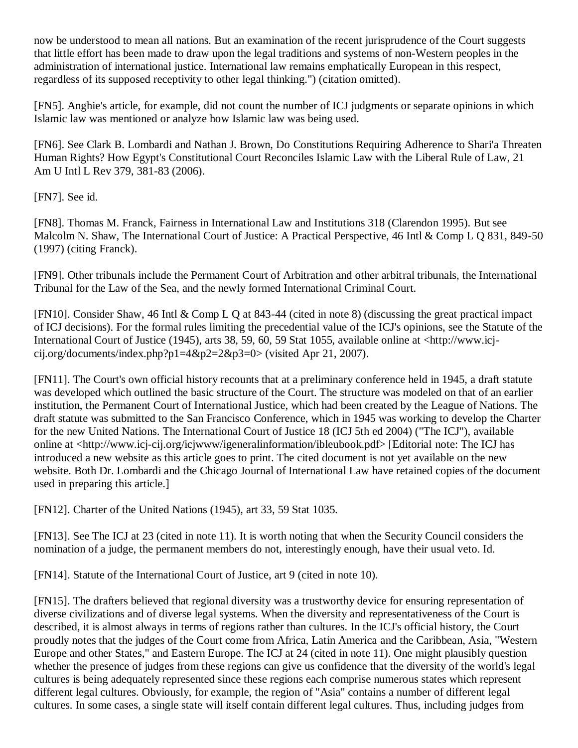now be understood to mean all nations. But an examination of the recent jurisprudence of the Court suggests that little effort has been made to draw upon the legal traditions and systems of non-Western peoples in the administration of international justice. International law remains emphatically European in this respect, regardless of its supposed receptivity to other legal thinking.") (citation omitted).

[FN5]. Anghie's article, for example, did not count the number of ICJ judgments or separate opinions in which Islamic law was mentioned or analyze how Islamic law was being used.

[FN6]. See Clark B. Lombardi and Nathan J. Brown, Do Constitutions Requiring Adherence to Shari'a Threaten Human Rights? How Egypt's Constitutional Court Reconciles Islamic Law with the Liberal Rule of Law, 21 Am U Intl L Rev 379, 381-83 (2006).

[FN7]. See id.

[FN8]. Thomas M. Franck, Fairness in International Law and Institutions 318 (Clarendon 1995). But see Malcolm N. Shaw, The International Court of Justice: A Practical Perspective, 46 Intl & Comp L Q 831, 849-50 (1997) (citing Franck).

[FN9]. Other tribunals include the Permanent Court of Arbitration and other arbitral tribunals, the International Tribunal for the Law of the Sea, and the newly formed International Criminal Court.

[FN10]. Consider Shaw, 46 Intl & Comp L Q at 843-44 (cited in note 8) (discussing the great practical impact of ICJ decisions). For the formal rules limiting the precedential value of the ICJ's opinions, see the Statute of the International Court of Justice (1945), arts 38, 59, 60, 59 Stat 1055, available online at <http://www.icj-cij.org/documents/index.php?p1=4&p2=2&p3=0> (visited Apr 21, 2007).

[FN11]. The Court's own official history recounts that at a preliminary conference held in 1945, a draft statute was developed which outlined the basic structure of the Court. The structure was modeled on that of an earlier institution, the Permanent Court of International Justice, which had been created by the League of Nations. The draft statute was submitted to the San Francisco Conference, which in 1945 was working to develop the Charter for the new United Nations. The International Court of Justice 18 (ICJ 5th ed 2004) ("The ICJ"), available online at <http://www.icj-cij.org/icjwww/igeneralinformation/ibleubook.pdf> [Editorial note: The ICJ has introduced a new website as this article goes to print. The cited document is not yet available on the new website. Both Dr. Lombardi and the Chicago Journal of International Law have retained copies of the document used in preparing this article.]

[FN12]. Charter of the United Nations (1945), art 33, 59 Stat 1035.

[FN13]. See The ICJ at 23 (cited in note 11). It is worth noting that when the Security Council considers the nomination of a judge, the permanent members do not, interestingly enough, have their usual veto. Id.

[FN14]. Statute of the International Court of Justice, art 9 (cited in note 10).

[FN15]. The drafters believed that regional diversity was a trustworthy device for ensuring representation of diverse civilizations and of diverse legal systems. When the diversity and representativeness of the Court is described, it is almost always in terms of regions rather than cultures. In the ICJ's official history, the Court proudly notes that the judges of the Court come from Africa, Latin America and the Caribbean, Asia, "Western Europe and other States," and Eastern Europe. The ICJ at 24 (cited in note 11). One might plausibly question whether the presence of judges from these regions can give us confidence that the diversity of the world's legal cultures is being adequately represented since these regions each comprise numerous states which represent different legal cultures. Obviously, for example, the region of "Asia" contains a number of different legal cultures. In some cases, a single state will itself contain different legal cultures. Thus, including judges from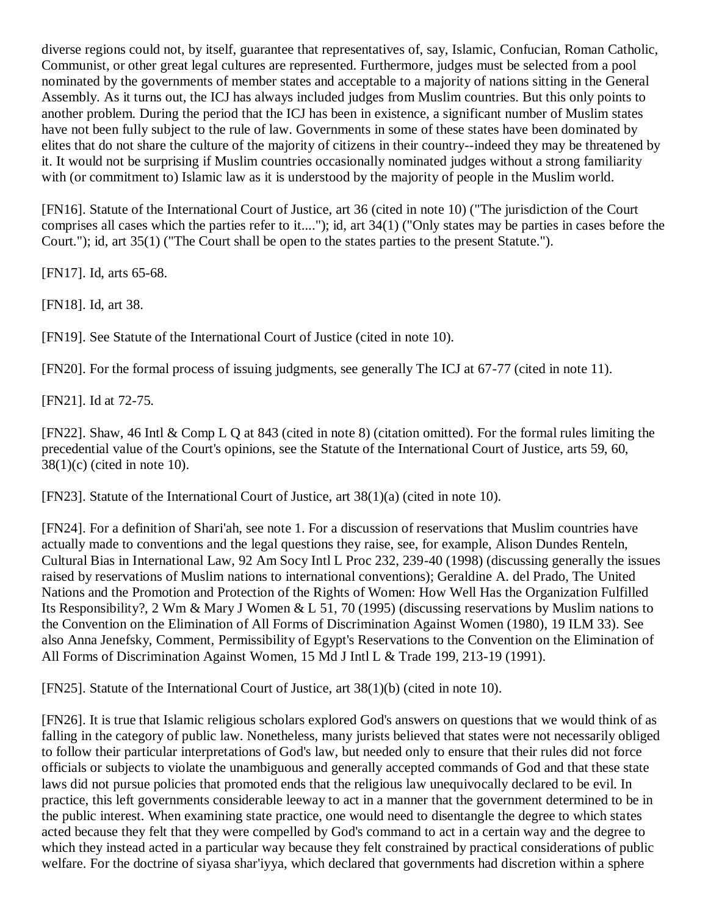diverse regions could not, by itself, guarantee that representatives of, say, Islamic, Confucian, Roman Catholic, Communist, or other great legal cultures are represented. Furthermore, judges must be selected from a pool nominated by the governments of member states and acceptable to a majority of nations sitting in the General Assembly. As it turns out, the ICJ has always included judges from Muslim countries. But this only points to another problem. During the period that the ICJ has been in existence, a significant number of Muslim states have not been fully subject to the rule of law. Governments in some of these states have been dominated by elites that do not share the culture of the majority of citizens in their country--indeed they may be threatened by it. It would not be surprising if Muslim countries occasionally nominated judges without a strong familiarity with (or commitment to) Islamic law as it is understood by the majority of people in the Muslim world.

[FN16]. Statute of the International Court of Justice, art 36 (cited in note 10) ("The jurisdiction of the Court comprises all cases which the parties refer to it...."); id, art 34(1) ("Only states may be parties in cases before the Court."); id, art 35(1) ("The Court shall be open to the states parties to the present Statute.").

[FN17]. Id, arts 65-68.

[FN18]. Id, art 38.

[FN19]. See Statute of the International Court of Justice (cited in note 10).

[FN20]. For the formal process of issuing judgments, see generally The ICJ at 67-77 (cited in note 11).

[FN21]. Id at 72-75.

[FN22]. Shaw, 46 Intl & Comp L Q at 843 (cited in note 8) (citation omitted). For the formal rules limiting the precedential value of the Court's opinions, see the Statute of the International Court of Justice, arts 59, 60, 38(1)(c) (cited in note 10).

[FN23]. Statute of the International Court of Justice, art 38(1)(a) (cited in note 10).

[FN24]. For a definition of Shari'ah, see note 1. For a discussion of reservations that Muslim countries have actually made to conventions and the legal questions they raise, see, for example, Alison Dundes Renteln, Cultural Bias in International Law, 92 Am Socy Intl L Proc 232, 239-40 (1998) (discussing generally the issues raised by reservations of Muslim nations to international conventions); Geraldine A. del Prado, The United Nations and the Promotion and Protection of the Rights of Women: How Well Has the Organization Fulfilled Its Responsibility?, 2 Wm & Mary J Women & L 51, 70 (1995) (discussing reservations by Muslim nations to the Convention on the Elimination of All Forms of Discrimination Against Women (1980), 19 ILM 33). See also Anna Jenefsky, Comment, Permissibility of Egypt's Reservations to the Convention on the Elimination of All Forms of Discrimination Against Women, 15 Md J Intl L & Trade 199, 213-19 (1991).

[FN25]. Statute of the International Court of Justice, art 38(1)(b) (cited in note 10).

[FN26]. It is true that Islamic religious scholars explored God's answers on questions that we would think of as falling in the category of public law. Nonetheless, many jurists believed that states were not necessarily obliged to follow their particular interpretations of God's law, but needed only to ensure that their rules did not force officials or subjects to violate the unambiguous and generally accepted commands of God and that these state laws did not pursue policies that promoted ends that the religious law unequivocally declared to be evil. In practice, this left governments considerable leeway to act in a manner that the government determined to be in the public interest. When examining state practice, one would need to disentangle the degree to which states acted because they felt that they were compelled by God's command to act in a certain way and the degree to which they instead acted in a particular way because they felt constrained by practical considerations of public welfare. For the doctrine of siyasa shar'iyya, which declared that governments had discretion within a sphere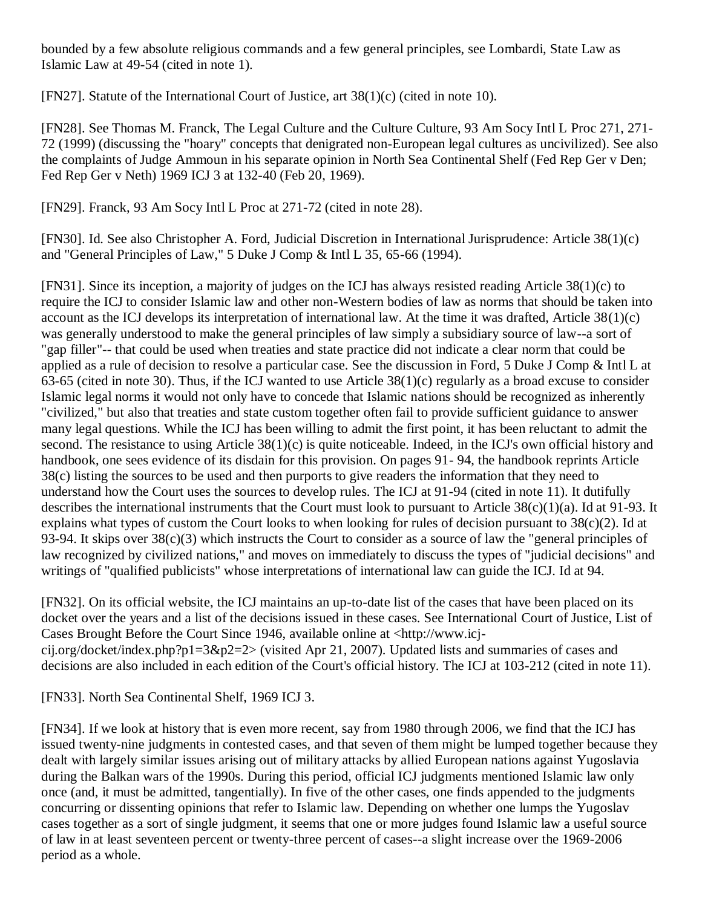bounded by a few absolute religious commands and a few general principles, see Lombardi, State Law as Islamic Law at 49-54 (cited in note 1).

[FN27]. Statute of the International Court of Justice, art 38(1)(c) (cited in note 10).

[FN28]. See Thomas M. Franck, The Legal Culture and the Culture Culture, 93 Am Socy Intl L Proc 271, 271-72 (1999) (discussing the "hoary" concepts that denigrated non-European legal cultures as uncivilized). See also the complaints of Judge Ammoun in his separate opinion in North Sea Continental Shelf (Fed Rep Ger v Den; Fed Rep Ger v Neth) 1969 ICJ 3 at 132-40 (Feb 20, 1969).

[FN29]. Franck, 93 Am Socy Intl L Proc at 271-72 (cited in note 28).

[FN30]. Id. See also Christopher A. Ford, Judicial Discretion in International Jurisprudence: Article 38(1)(c) and "General Principles of Law," 5 Duke J Comp & Intl L 35, 65-66 (1994).

[FN31]. Since its inception, a majority of judges on the ICJ has always resisted reading Article 38(1)(c) to require the ICJ to consider Islamic law and other non-Western bodies of law as norms that should be taken into account as the ICJ develops its interpretation of international law. At the time it was drafted, Article 38(1)(c) was generally understood to make the general principles of law simply a subsidiary source of law--a sort of "gap filler"-- that could be used when treaties and state practice did not indicate a clear norm that could be applied as a rule of decision to resolve a particular case. See the discussion in Ford, 5 Duke J Comp & Intl L at 63-65 (cited in note 30). Thus, if the ICJ wanted to use Article 38(1)(c) regularly as a broad excuse to consider Islamic legal norms it would not only have to concede that Islamic nations should be recognized as inherently "civilized," but also that treaties and state custom together often fail to provide sufficient guidance to answer many legal questions. While the ICJ has been willing to admit the first point, it has been reluctant to admit the second. The resistance to using Article 38(1)(c) is quite noticeable. Indeed, in the ICJ's own official history and handbook, one sees evidence of its disdain for this provision. On pages 91- 94, the handbook reprints Article 38(c) listing the sources to be used and then purports to give readers the information that they need to understand how the Court uses the sources to develop rules. The ICJ at 91-94 (cited in note 11). It dutifully describes the international instruments that the Court must look to pursuant to Article 38(c)(1)(a). Id at 91-93. It explains what types of custom the Court looks to when looking for rules of decision pursuant to 38(c)(2). Id at 93-94. It skips over 38(c)(3) which instructs the Court to consider as a source of law the "general principles of law recognized by civilized nations," and moves on immediately to discuss the types of "judicial decisions" and writings of "qualified publicists" whose interpretations of international law can guide the ICJ. Id at 94.

[FN32]. On its official website, the ICJ maintains an up-to-date list of the cases that have been placed on its docket over the years and a list of the decisions issued in these cases. See International Court of Justice, List of Cases Brought Before the Court Since 1946, available online at <http://www.icj-cij.org/docket/index.php?p1=3&p2=2> (visited Apr 21, 2007). Updated lists and summaries of cases and decisions are also included in each edition of the Court's official history. The ICJ at 103-212 (cited in note 11).

[FN33]. North Sea Continental Shelf, 1969 ICJ 3.

[FN34]. If we look at history that is even more recent, say from 1980 through 2006, we find that the ICJ has issued twenty-nine judgments in contested cases, and that seven of them might be lumped together because they dealt with largely similar issues arising out of military attacks by allied European nations against Yugoslavia during the Balkan wars of the 1990s. During this period, official ICJ judgments mentioned Islamic law only once (and, it must be admitted, tangentially). In five of the other cases, one finds appended to the judgments concurring or dissenting opinions that refer to Islamic law. Depending on whether one lumps the Yugoslav cases together as a sort of single judgment, it seems that one or more judges found Islamic law a useful source of law in at least seventeen percent or twenty-three percent of cases--a slight increase over the 1969-2006 period as a whole.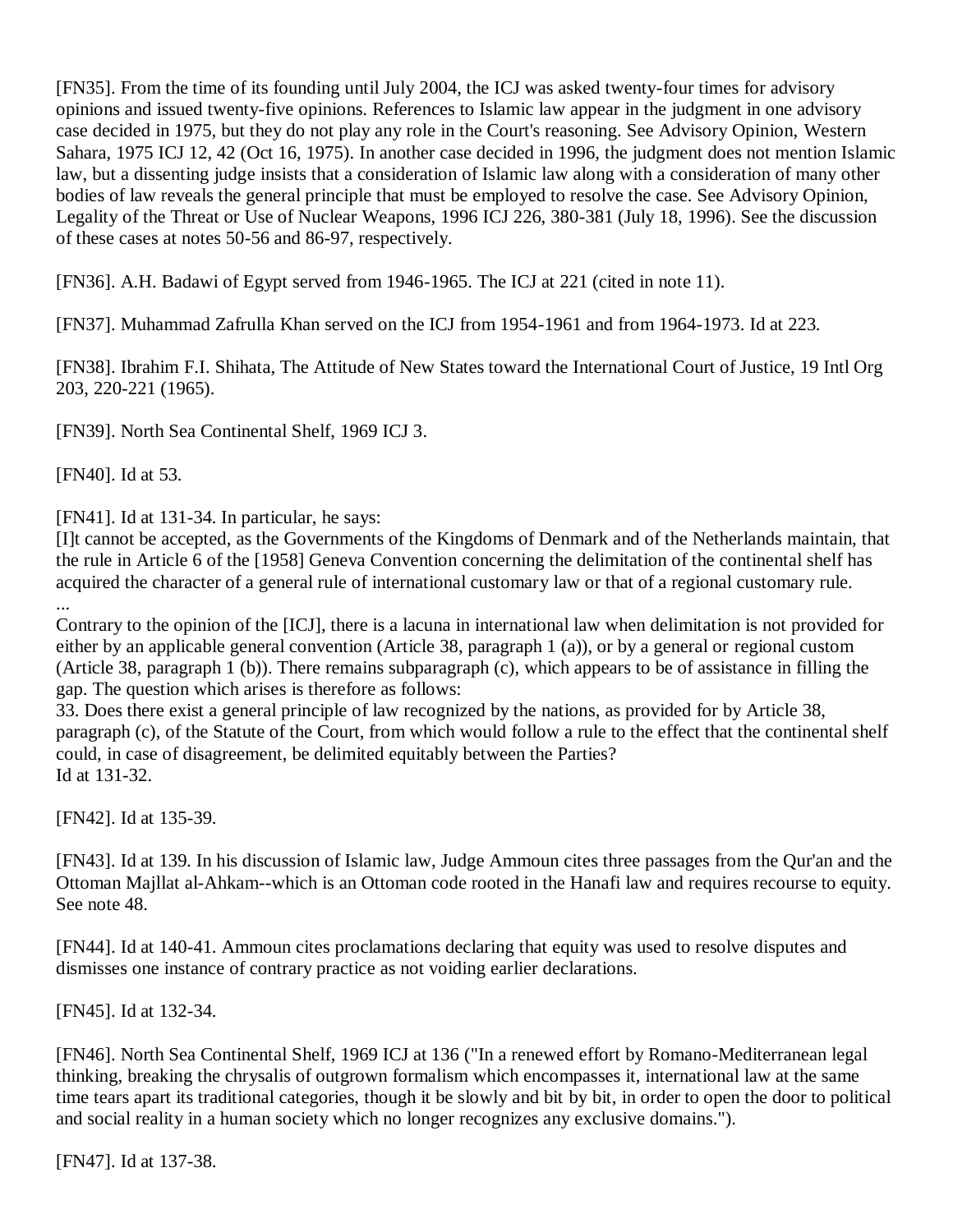[FN35]. From the time of its founding until July 2004, the ICJ was asked twenty-four times for advisory opinions and issued twenty-five opinions. References to Islamic law appear in the judgment in one advisory case decided in 1975, but they do not play any role in the Court's reasoning. See Advisory Opinion, Western Sahara, 1975 ICJ 12, 42 (Oct 16, 1975). In another case decided in 1996, the judgment does not mention Islamic law, but a dissenting judge insists that a consideration of Islamic law along with a consideration of many other bodies of law reveals the general principle that must be employed to resolve the case. See Advisory Opinion, Legality of the Threat or Use of Nuclear Weapons, 1996 ICJ 226, 380-381 (July 18, 1996). See the discussion of these cases at notes 50-56 and 86-97, respectively.

[FN36]. A.H. Badawi of Egypt served from 1946-1965. The ICJ at 221 (cited in note 11).

[FN37]. Muhammad Zafrulla Khan served on the ICJ from 1954-1961 and from 1964-1973. Id at 223.

[FN38]. Ibrahim F.I. Shihata, The Attitude of New States toward the International Court of Justice, 19 Intl Org 203, 220-221 (1965).

[FN39]. North Sea Continental Shelf, 1969 ICJ 3.

[FN40]. Id at 53.

[FN41]. Id at 131-34. In particular, he says:
[I]t cannot be accepted, as the Governments of the Kingdoms of Denmark and of the Netherlands maintain, that the rule in Article 6 of the [1958] Geneva Convention concerning the delimitation of the continental shelf has acquired the character of a general rule of international customary law or that of a regional customary rule.
...
Contrary to the opinion of the [ICJ], there is a lacuna in international law when delimitation is not provided for either by an applicable general convention (Article 38, paragraph 1 (a)), or by a general or regional custom (Article 38, paragraph 1 (b)). There remains subparagraph (c), which appears to be of assistance in filling the gap. The question which arises is therefore as follows:
33. Does there exist a general principle of law recognized by the nations, as provided for by Article 38, paragraph (c), of the Statute of the Court, from which would follow a rule to the effect that the continental shelf could, in case of disagreement, be delimited equitably between the Parties?
Id at 131-32.

[FN42]. Id at 135-39.

[FN43]. Id at 139. In his discussion of Islamic law, Judge Ammoun cites three passages from the Qur'an and the Ottoman Majllat al-Ahkam--which is an Ottoman code rooted in the Hanafi law and requires recourse to equity. See note 48.

[FN44]. Id at 140-41. Ammoun cites proclamations declaring that equity was used to resolve disputes and dismisses one instance of contrary practice as not voiding earlier declarations.

[FN45]. Id at 132-34.

[FN46]. North Sea Continental Shelf, 1969 ICJ at 136 ("In a renewed effort by Romano-Mediterranean legal thinking, breaking the chrysalis of outgrown formalism which encompasses it, international law at the same time tears apart its traditional categories, though it be slowly and bit by bit, in order to open the door to political and social reality in a human society which no longer recognizes any exclusive domains.").

[FN47]. Id at 137-38.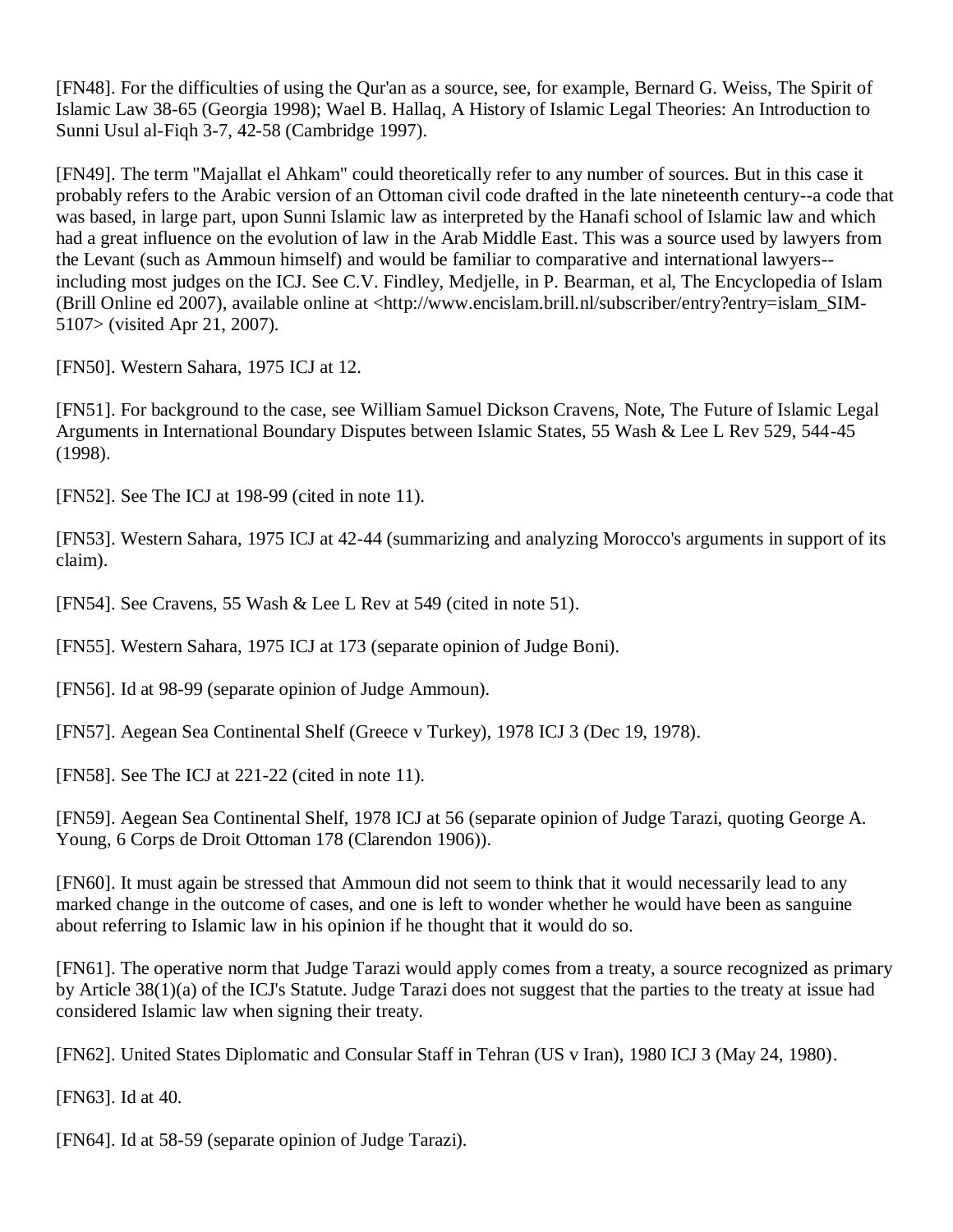[FN48]. For the difficulties of using the Qur'an as a source, see, for example, Bernard G. Weiss, The Spirit of Islamic Law 38-65 (Georgia 1998); Wael B. Hallaq, A History of Islamic Legal Theories: An Introduction to Sunni Usul al-Fiqh 3-7, 42-58 (Cambridge 1997).

[FN49]. The term "Majallat el Ahkam" could theoretically refer to any number of sources. But in this case it probably refers to the Arabic version of an Ottoman civil code drafted in the late nineteenth century--a code that was based, in large part, upon Sunni Islamic law as interpreted by the Hanafi school of Islamic law and which had a great influence on the evolution of law in the Arab Middle East. This was a source used by lawyers from the Levant (such as Ammoun himself) and would be familiar to comparative and international lawyers--including most judges on the ICJ. See C.V. Findley, Medjelle, in P. Bearman, et al, The Encyclopedia of Islam (Brill Online ed 2007), available online at <http://www.encislam.brill.nl/subscriber/entry?entry=islam_SIM-5107> (visited Apr 21, 2007).

[FN50]. Western Sahara, 1975 ICJ at 12.

[FN51]. For background to the case, see William Samuel Dickson Cravens, Note, The Future of Islamic Legal Arguments in International Boundary Disputes between Islamic States, 55 Wash & Lee L Rev 529, 544-45 (1998).

[FN52]. See The ICJ at 198-99 (cited in note 11).

[FN53]. Western Sahara, 1975 ICJ at 42-44 (summarizing and analyzing Morocco's arguments in support of its claim).

[FN54]. See Cravens, 55 Wash & Lee L Rev at 549 (cited in note 51).

[FN55]. Western Sahara, 1975 ICJ at 173 (separate opinion of Judge Boni).

[FN56]. Id at 98-99 (separate opinion of Judge Ammoun).

[FN57]. Aegean Sea Continental Shelf (Greece v Turkey), 1978 ICJ 3 (Dec 19, 1978).

[FN58]. See The ICJ at 221-22 (cited in note 11).

[FN59]. Aegean Sea Continental Shelf, 1978 ICJ at 56 (separate opinion of Judge Tarazi, quoting George A. Young, 6 Corps de Droit Ottoman 178 (Clarendon 1906)).

[FN60]. It must again be stressed that Ammoun did not seem to think that it would necessarily lead to any marked change in the outcome of cases, and one is left to wonder whether he would have been as sanguine about referring to Islamic law in his opinion if he thought that it would do so.

[FN61]. The operative norm that Judge Tarazi would apply comes from a treaty, a source recognized as primary by Article 38(1)(a) of the ICJ's Statute. Judge Tarazi does not suggest that the parties to the treaty at issue had considered Islamic law when signing their treaty.

[FN62]. United States Diplomatic and Consular Staff in Tehran (US v Iran), 1980 ICJ 3 (May 24, 1980).

[FN63]. Id at 40.

[FN64]. Id at 58-59 (separate opinion of Judge Tarazi).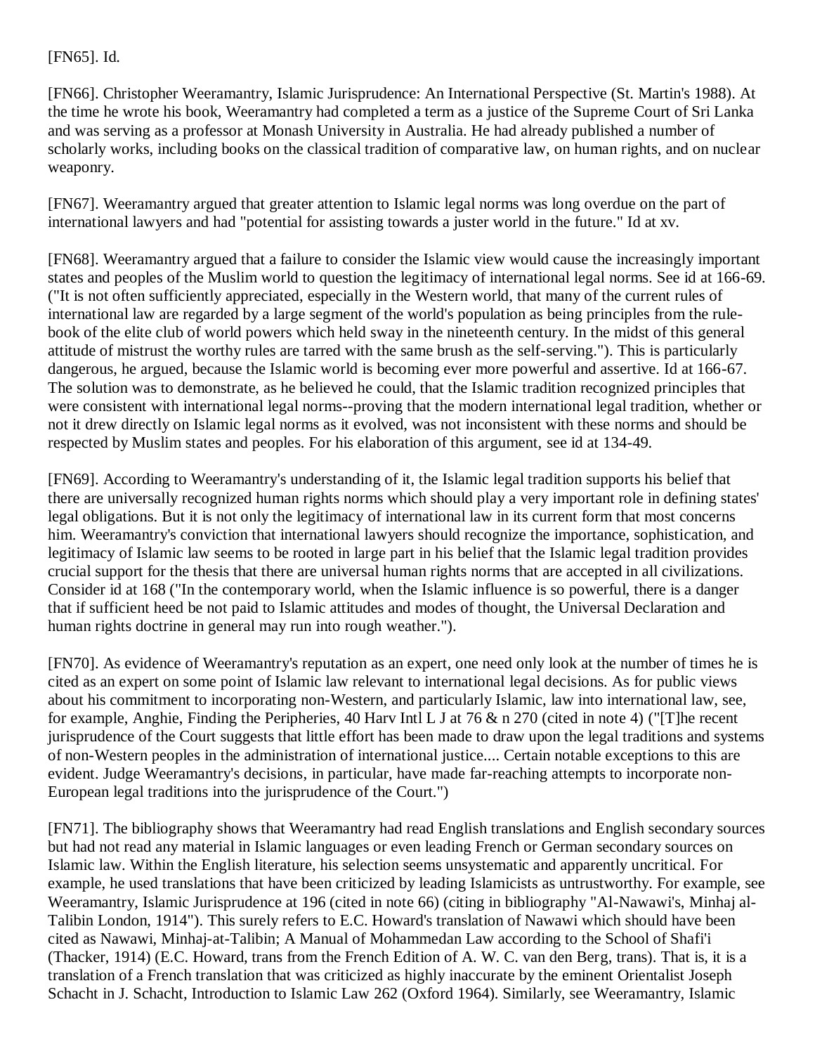[FN65]. Id.

[FN66]. Christopher Weeramantry, Islamic Jurisprudence: An International Perspective (St. Martin's 1988). At the time he wrote his book, Weeramantry had completed a term as a justice of the Supreme Court of Sri Lanka and was serving as a professor at Monash University in Australia. He had already published a number of scholarly works, including books on the classical tradition of comparative law, on human rights, and on nuclear weaponry.

[FN67]. Weeramantry argued that greater attention to Islamic legal norms was long overdue on the part of international lawyers and had "potential for assisting towards a juster world in the future." Id at xv.

[FN68]. Weeramantry argued that a failure to consider the Islamic view would cause the increasingly important states and peoples of the Muslim world to question the legitimacy of international legal norms. See id at 166-69. ("It is not often sufficiently appreciated, especially in the Western world, that many of the current rules of international law are regarded by a large segment of the world's population as being principles from the rule-book of the elite club of world powers which held sway in the nineteenth century. In the midst of this general attitude of mistrust the worthy rules are tarred with the same brush as the self-serving."). This is particularly dangerous, he argued, because the Islamic world is becoming ever more powerful and assertive. Id at 166-67. The solution was to demonstrate, as he believed he could, that the Islamic tradition recognized principles that were consistent with international legal norms--proving that the modern international legal tradition, whether or not it drew directly on Islamic legal norms as it evolved, was not inconsistent with these norms and should be respected by Muslim states and peoples. For his elaboration of this argument, see id at 134-49.

[FN69]. According to Weeramantry's understanding of it, the Islamic legal tradition supports his belief that there are universally recognized human rights norms which should play a very important role in defining states' legal obligations. But it is not only the legitimacy of international law in its current form that most concerns him. Weeramantry's conviction that international lawyers should recognize the importance, sophistication, and legitimacy of Islamic law seems to be rooted in large part in his belief that the Islamic legal tradition provides crucial support for the thesis that there are universal human rights norms that are accepted in all civilizations. Consider id at 168 ("In the contemporary world, when the Islamic influence is so powerful, there is a danger that if sufficient heed be not paid to Islamic attitudes and modes of thought, the Universal Declaration and human rights doctrine in general may run into rough weather.").

[FN70]. As evidence of Weeramantry's reputation as an expert, one need only look at the number of times he is cited as an expert on some point of Islamic law relevant to international legal decisions. As for public views about his commitment to incorporating non-Western, and particularly Islamic, law into international law, see, for example, Anghie, Finding the Peripheries, 40 Harv Intl L J at 76 & n 270 (cited in note 4) ("[T]he recent jurisprudence of the Court suggests that little effort has been made to draw upon the legal traditions and systems of non-Western peoples in the administration of international justice.... Certain notable exceptions to this are evident. Judge Weeramantry's decisions, in particular, have made far-reaching attempts to incorporate non-European legal traditions into the jurisprudence of the Court.")

[FN71]. The bibliography shows that Weeramantry had read English translations and English secondary sources but had not read any material in Islamic languages or even leading French or German secondary sources on Islamic law. Within the English literature, his selection seems unsystematic and apparently uncritical. For example, he used translations that have been criticized by leading Islamicists as untrustworthy. For example, see Weeramantry, Islamic Jurisprudence at 196 (cited in note 66) (citing in bibliography "Al-Nawawi's, Minhaj al-Talibin London, 1914"). This surely refers to E.C. Howard's translation of Nawawi which should have been cited as Nawawi, Minhaj-at-Talibin; A Manual of Mohammedan Law according to the School of Shafi'i (Thacker, 1914) (E.C. Howard, trans from the French Edition of A. W. C. van den Berg, trans). That is, it is a translation of a French translation that was criticized as highly inaccurate by the eminent Orientalist Joseph Schacht in J. Schacht, Introduction to Islamic Law 262 (Oxford 1964). Similarly, see Weeramantry, Islamic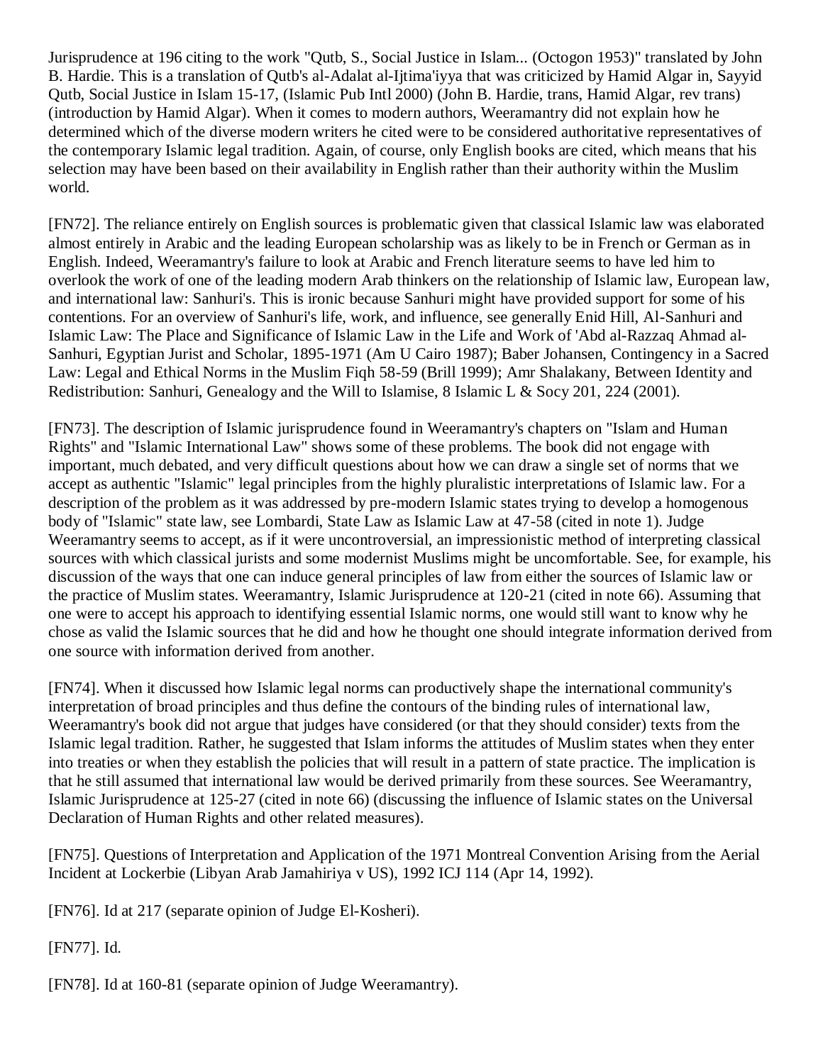Jurisprudence at 196 citing to the work "Qutb, S., Social Justice in Islam... (Octogon 1953)" translated by John B. Hardie. This is a translation of Qutb's al-Adalat al-Ijtima'iyya that was criticized by Hamid Algar in, Sayyid Qutb, Social Justice in Islam 15-17, (Islamic Pub Intl 2000) (John B. Hardie, trans, Hamid Algar, rev trans) (introduction by Hamid Algar). When it comes to modern authors, Weeramantry did not explain how he determined which of the diverse modern writers he cited were to be considered authoritative representatives of the contemporary Islamic legal tradition. Again, of course, only English books are cited, which means that his selection may have been based on their availability in English rather than their authority within the Muslim world.

[FN72]. The reliance entirely on English sources is problematic given that classical Islamic law was elaborated almost entirely in Arabic and the leading European scholarship was as likely to be in French or German as in English. Indeed, Weeramantry's failure to look at Arabic and French literature seems to have led him to overlook the work of one of the leading modern Arab thinkers on the relationship of Islamic law, European law, and international law: Sanhuri's. This is ironic because Sanhuri might have provided support for some of his contentions. For an overview of Sanhuri's life, work, and influence, see generally Enid Hill, Al-Sanhuri and Islamic Law: The Place and Significance of Islamic Law in the Life and Work of 'Abd al-Razzaq Ahmad al-Sanhuri, Egyptian Jurist and Scholar, 1895-1971 (Am U Cairo 1987); Baber Johansen, Contingency in a Sacred Law: Legal and Ethical Norms in the Muslim Fiqh 58-59 (Brill 1999); Amr Shalakany, Between Identity and Redistribution: Sanhuri, Genealogy and the Will to Islamise, 8 Islamic L & Socy 201, 224 (2001).

[FN73]. The description of Islamic jurisprudence found in Weeramantry's chapters on "Islam and Human Rights" and "Islamic International Law" shows some of these problems. The book did not engage with important, much debated, and very difficult questions about how we can draw a single set of norms that we accept as authentic "Islamic" legal principles from the highly pluralistic interpretations of Islamic law. For a description of the problem as it was addressed by pre-modern Islamic states trying to develop a homogenous body of "Islamic" state law, see Lombardi, State Law as Islamic Law at 47-58 (cited in note 1). Judge Weeramantry seems to accept, as if it were uncontroversial, an impressionistic method of interpreting classical sources with which classical jurists and some modernist Muslims might be uncomfortable. See, for example, his discussion of the ways that one can induce general principles of law from either the sources of Islamic law or the practice of Muslim states. Weeramantry, Islamic Jurisprudence at 120-21 (cited in note 66). Assuming that one were to accept his approach to identifying essential Islamic norms, one would still want to know why he chose as valid the Islamic sources that he did and how he thought one should integrate information derived from one source with information derived from another.

[FN74]. When it discussed how Islamic legal norms can productively shape the international community's interpretation of broad principles and thus define the contours of the binding rules of international law, Weeramantry's book did not argue that judges have considered (or that they should consider) texts from the Islamic legal tradition. Rather, he suggested that Islam informs the attitudes of Muslim states when they enter into treaties or when they establish the policies that will result in a pattern of state practice. The implication is that he still assumed that international law would be derived primarily from these sources. See Weeramantry, Islamic Jurisprudence at 125-27 (cited in note 66) (discussing the influence of Islamic states on the Universal Declaration of Human Rights and other related measures).

[FN75]. Questions of Interpretation and Application of the 1971 Montreal Convention Arising from the Aerial Incident at Lockerbie (Libyan Arab Jamahiriya v US), 1992 ICJ 114 (Apr 14, 1992).

[FN76]. Id at 217 (separate opinion of Judge El-Kosheri).

[FN77]. Id.

[FN78]. Id at 160-81 (separate opinion of Judge Weeramantry).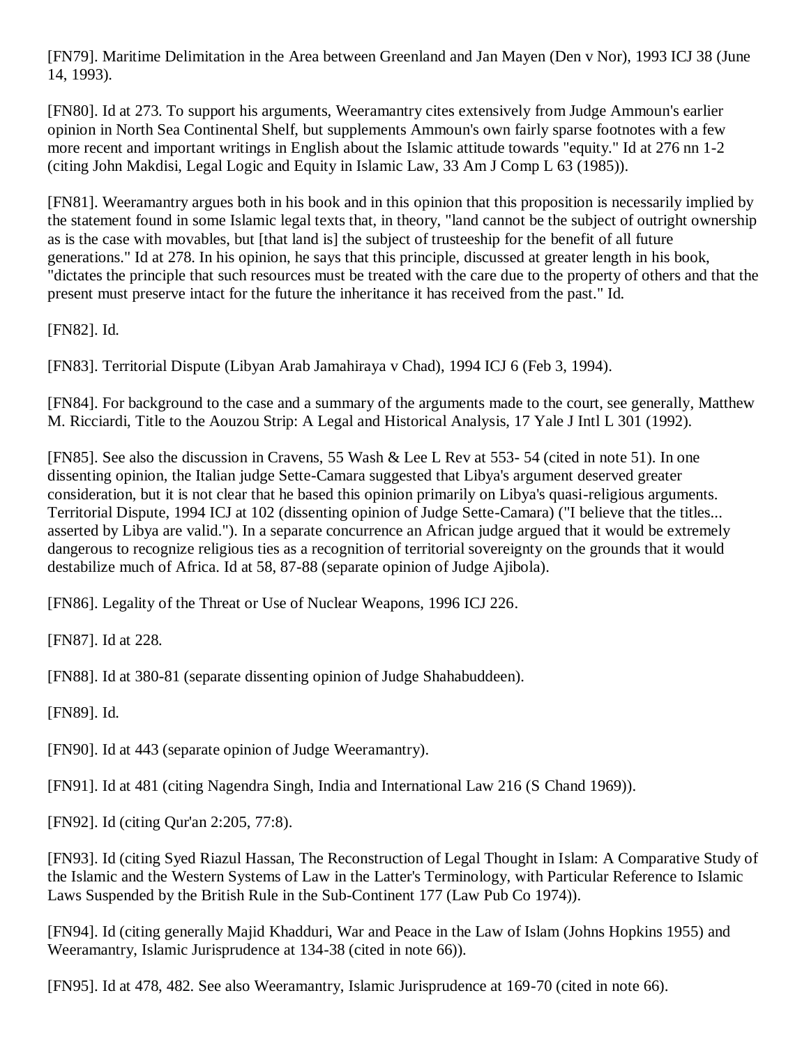[FN79]. Maritime Delimitation in the Area between Greenland and Jan Mayen (Den v Nor), 1993 ICJ 38 (June 14, 1993).

[FN80]. Id at 273. To support his arguments, Weeramantry cites extensively from Judge Ammoun's earlier opinion in North Sea Continental Shelf, but supplements Ammoun's own fairly sparse footnotes with a few more recent and important writings in English about the Islamic attitude towards "equity." Id at 276 nn 1-2 (citing John Makdisi, Legal Logic and Equity in Islamic Law, 33 Am J Comp L 63 (1985)).

[FN81]. Weeramantry argues both in his book and in this opinion that this proposition is necessarily implied by the statement found in some Islamic legal texts that, in theory, "land cannot be the subject of outright ownership as is the case with movables, but [that land is] the subject of trusteeship for the benefit of all future generations." Id at 278. In his opinion, he says that this principle, discussed at greater length in his book, "dictates the principle that such resources must be treated with the care due to the property of others and that the present must preserve intact for the future the inheritance it has received from the past." Id.

[FN82]. Id.

[FN83]. Territorial Dispute (Libyan Arab Jamahiraya v Chad), 1994 ICJ 6 (Feb 3, 1994).

[FN84]. For background to the case and a summary of the arguments made to the court, see generally, Matthew M. Ricciardi, Title to the Aouzou Strip: A Legal and Historical Analysis, 17 Yale J Intl L 301 (1992).

[FN85]. See also the discussion in Cravens, 55 Wash & Lee L Rev at 553- 54 (cited in note 51). In one dissenting opinion, the Italian judge Sette-Camara suggested that Libya's argument deserved greater consideration, but it is not clear that he based this opinion primarily on Libya's quasi-religious arguments. Territorial Dispute, 1994 ICJ at 102 (dissenting opinion of Judge Sette-Camara) ("I believe that the titles... asserted by Libya are valid."). In a separate concurrence an African judge argued that it would be extremely dangerous to recognize religious ties as a recognition of territorial sovereignty on the grounds that it would destabilize much of Africa. Id at 58, 87-88 (separate opinion of Judge Ajibola).

[FN86]. Legality of the Threat or Use of Nuclear Weapons, 1996 ICJ 226.

[FN87]. Id at 228.

[FN88]. Id at 380-81 (separate dissenting opinion of Judge Shahabuddeen).

[FN89]. Id.

[FN90]. Id at 443 (separate opinion of Judge Weeramantry).

[FN91]. Id at 481 (citing Nagendra Singh, India and International Law 216 (S Chand 1969)).

[FN92]. Id (citing Qur'an 2:205, 77:8).

[FN93]. Id (citing Syed Riazul Hassan, The Reconstruction of Legal Thought in Islam: A Comparative Study of the Islamic and the Western Systems of Law in the Latter's Terminology, with Particular Reference to Islamic Laws Suspended by the British Rule in the Sub-Continent 177 (Law Pub Co 1974)).

[FN94]. Id (citing generally Majid Khadduri, War and Peace in the Law of Islam (Johns Hopkins 1955) and Weeramantry, Islamic Jurisprudence at 134-38 (cited in note 66)).

[FN95]. Id at 478, 482. See also Weeramantry, Islamic Jurisprudence at 169-70 (cited in note 66).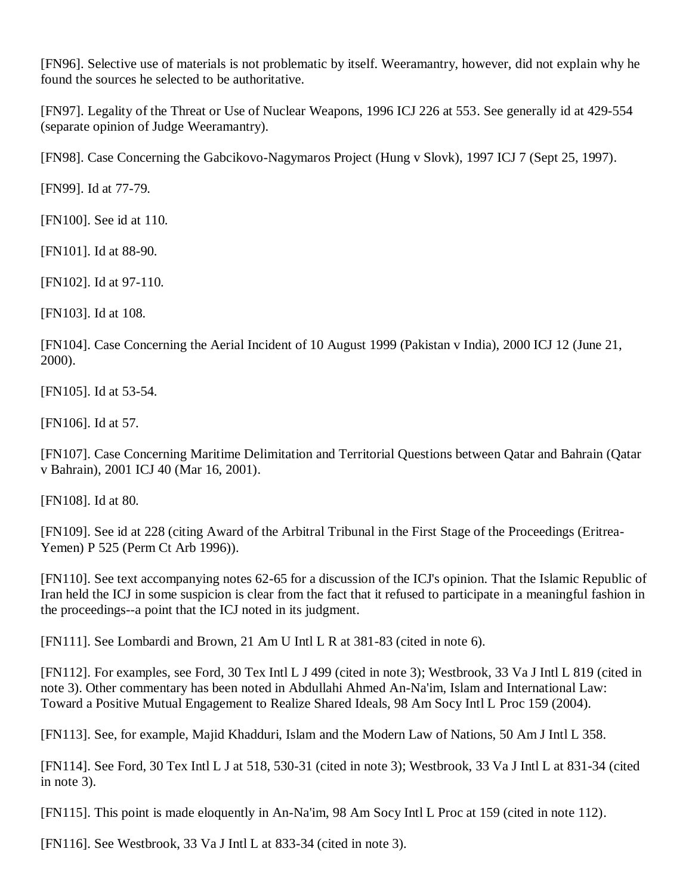[FN96]. Selective use of materials is not problematic by itself. Weeramantry, however, did not explain why he found the sources he selected to be authoritative.

[FN97]. Legality of the Threat or Use of Nuclear Weapons, 1996 ICJ 226 at 553. See generally id at 429-554 (separate opinion of Judge Weeramantry).

[FN98]. Case Concerning the Gabcikovo-Nagymaros Project (Hung v Slovk), 1997 ICJ 7 (Sept 25, 1997).

[FN99]. Id at 77-79.

[FN100]. See id at 110.

[FN101]. Id at 88-90.

[FN102]. Id at 97-110.

[FN103]. Id at 108.

[FN104]. Case Concerning the Aerial Incident of 10 August 1999 (Pakistan v India), 2000 ICJ 12 (June 21, 2000).

[FN105]. Id at 53-54.

[FN106]. Id at 57.

[FN107]. Case Concerning Maritime Delimitation and Territorial Questions between Qatar and Bahrain (Qatar v Bahrain), 2001 ICJ 40 (Mar 16, 2001).

[FN108]. Id at 80.

[FN109]. See id at 228 (citing Award of the Arbitral Tribunal in the First Stage of the Proceedings (Eritrea-Yemen) P 525 (Perm Ct Arb 1996)).

[FN110]. See text accompanying notes 62-65 for a discussion of the ICJ's opinion. That the Islamic Republic of Iran held the ICJ in some suspicion is clear from the fact that it refused to participate in a meaningful fashion in the proceedings--a point that the ICJ noted in its judgment.

[FN111]. See Lombardi and Brown, 21 Am U Intl L R at 381-83 (cited in note 6).

[FN112]. For examples, see Ford, 30 Tex Intl L J 499 (cited in note 3); Westbrook, 33 Va J Intl L 819 (cited in note 3). Other commentary has been noted in Abdullahi Ahmed An-Na'im, Islam and International Law: Toward a Positive Mutual Engagement to Realize Shared Ideals, 98 Am Socy Intl L Proc 159 (2004).

[FN113]. See, for example, Majid Khadduri, Islam and the Modern Law of Nations, 50 Am J Intl L 358.

[FN114]. See Ford, 30 Tex Intl L J at 518, 530-31 (cited in note 3); Westbrook, 33 Va J Intl L at 831-34 (cited in note 3).

[FN115]. This point is made eloquently in An-Na'im, 98 Am Socy Intl L Proc at 159 (cited in note 112).

[FN116]. See Westbrook, 33 Va J Intl L at 833-34 (cited in note 3).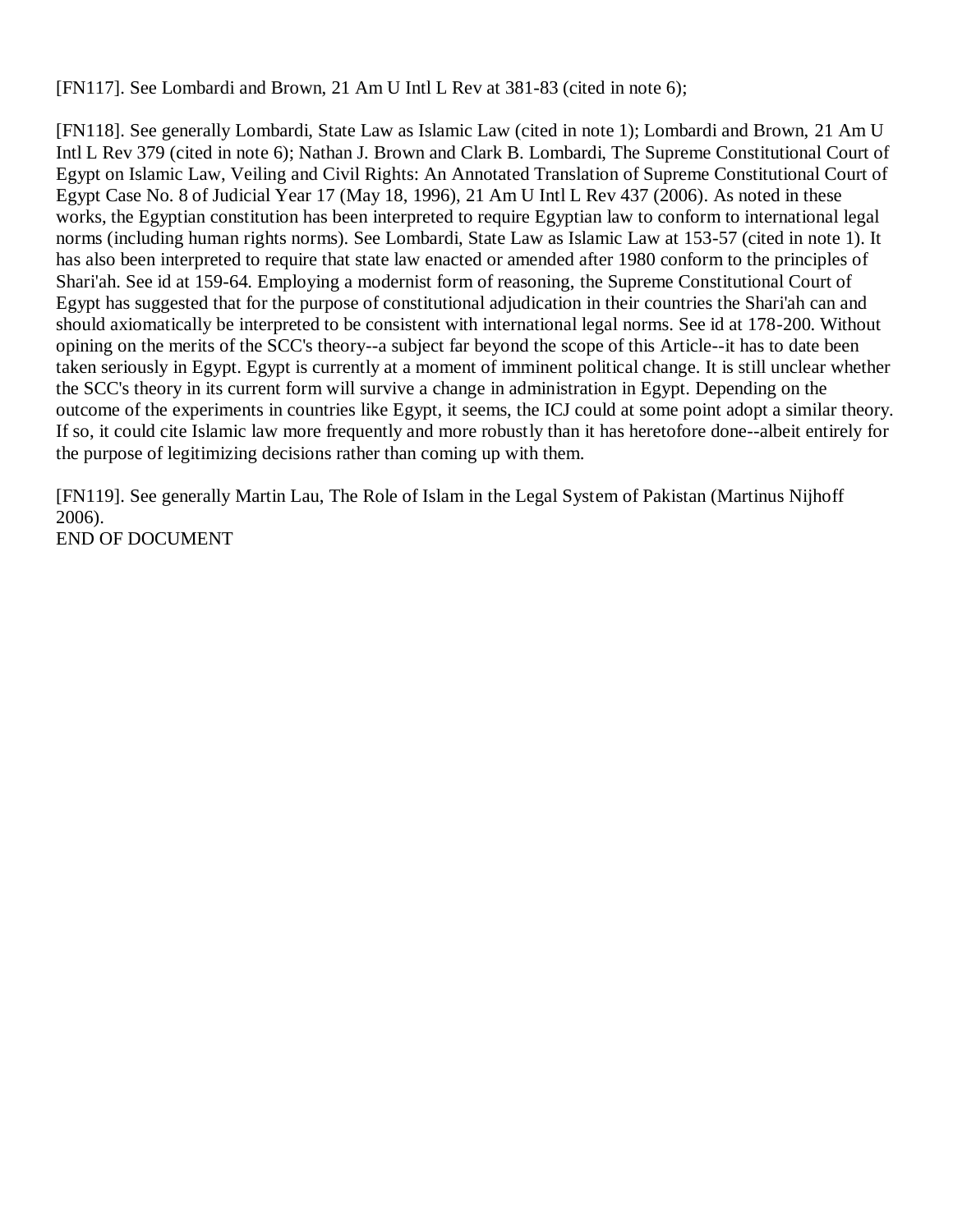[FN117]. See Lombardi and Brown, 21 Am U Intl L Rev at 381-83 (cited in note 6);

[FN118]. See generally Lombardi, State Law as Islamic Law (cited in note 1); Lombardi and Brown, 21 Am U Intl L Rev 379 (cited in note 6); Nathan J. Brown and Clark B. Lombardi, The Supreme Constitutional Court of Egypt on Islamic Law, Veiling and Civil Rights: An Annotated Translation of Supreme Constitutional Court of Egypt Case No. 8 of Judicial Year 17 (May 18, 1996), 21 Am U Intl L Rev 437 (2006). As noted in these works, the Egyptian constitution has been interpreted to require Egyptian law to conform to international legal norms (including human rights norms). See Lombardi, State Law as Islamic Law at 153-57 (cited in note 1). It has also been interpreted to require that state law enacted or amended after 1980 conform to the principles of Shari'ah. See id at 159-64. Employing a modernist form of reasoning, the Supreme Constitutional Court of Egypt has suggested that for the purpose of constitutional adjudication in their countries the Shari'ah can and should axiomatically be interpreted to be consistent with international legal norms. See id at 178-200. Without opining on the merits of the SCC's theory--a subject far beyond the scope of this Article--it has to date been taken seriously in Egypt. Egypt is currently at a moment of imminent political change. It is still unclear whether the SCC's theory in its current form will survive a change in administration in Egypt. Depending on the outcome of the experiments in countries like Egypt, it seems, the ICJ could at some point adopt a similar theory. If so, it could cite Islamic law more frequently and more robustly than it has heretofore done--albeit entirely for the purpose of legitimizing decisions rather than coming up with them.

[FN119]. See generally Martin Lau, The Role of Islam in the Legal System of Pakistan (Martinus Nijhoff 2006).

END OF DOCUMENT